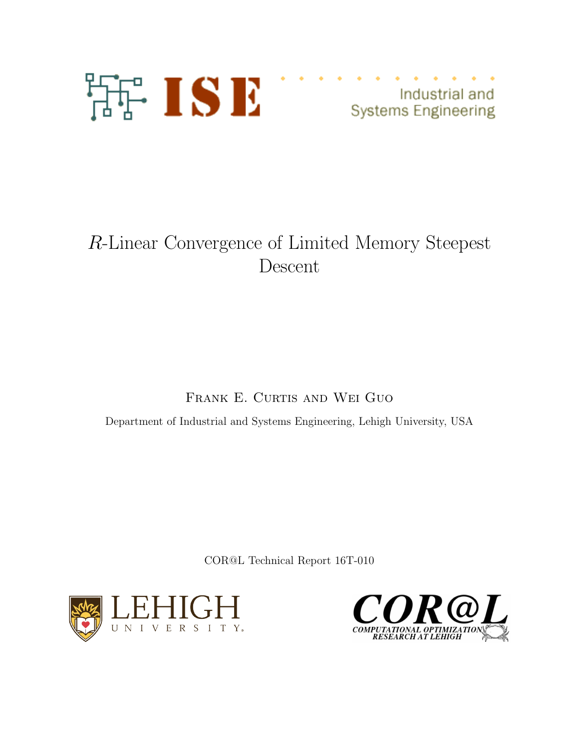Industrial and Systems Engineering

# $R$-Linear Convergence of Limited Memory Steepest Descent

Frank E. Curtis and Wei Guo

Department of Industrial and Systems Engineering, Lehigh University, USA

COR@L Technical Report 16T-010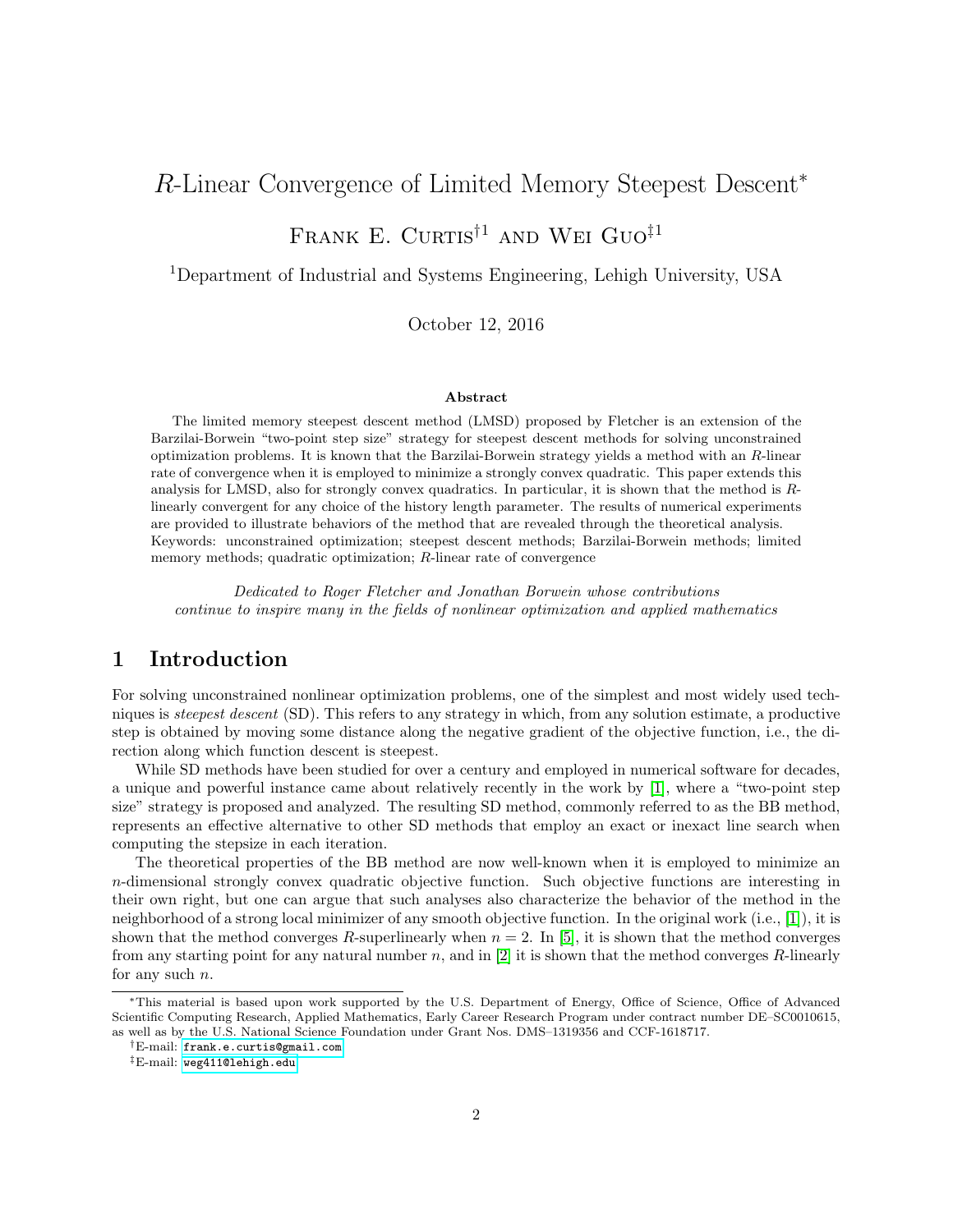# $R$-Linear Convergence of Limited Memory Steepest Descent*

Frank E. Curtis[†1] and Wei Guo[‡1]

[1]Department of Industrial and Systems Engineering, Lehigh University, USA

October 12, 2016

### Abstract

The limited memory steepest descent method (LMSD) proposed by Fletcher is an extension of the Barzilai-Borwein "two-point step size" strategy for steepest descent methods for solving unconstrained optimization problems. It is known that the Barzilai-Borwein strategy yields a method with an $R$-linear rate of convergence when it is employed to minimize a strongly convex quadratic. This paper extends this analysis for LMSD, also for strongly convex quadratics. In particular, it is shown that the method is $R$-linearly convergent for any choice of the history length parameter. The results of numerical experiments are provided to illustrate behaviors of the method that are revealed through the theoretical analysis.
Keywords: unconstrained optimization; steepest descent methods; Barzilai-Borwein methods; limited memory methods; quadratic optimization; $R$-linear rate of convergence

*Dedicated to Roger Fletcher and Jonathan Borwein whose contributions continue to inspire many in the fields of nonlinear optimization and applied mathematics*

## 1 Introduction

For solving unconstrained nonlinear optimization problems, one of the simplest and most widely used techniques is *steepest descent* (SD). This refers to any strategy in which, from any solution estimate, a productive step is obtained by moving some distance along the negative gradient of the objective function, i.e., the direction along which function descent is steepest.

While SD methods have been studied for over a century and employed in numerical software for decades, a unique and powerful instance came about relatively recently in the work by [1], where a "two-point step size" strategy is proposed and analyzed. The resulting SD method, commonly referred to as the BB method, represents an effective alternative to other SD methods that employ an exact or inexact line search when computing the stepsize in each iteration.

The theoretical properties of the BB method are now well-known when it is employed to minimize an $n$-dimensional strongly convex quadratic objective function. Such objective functions are interesting in their own right, but one can argue that such analyses also characterize the behavior of the method in the neighborhood of a strong local minimizer of any smooth objective function. In the original work (i.e., [1]), it is shown that the method converges $R$-superlinearly when $n = 2$. In [5], it is shown that the method converges from any starting point for any natural number $n$, and in [2] it is shown that the method converges $R$-linearly for any such $n$.

---

*This material is based upon work supported by the U.S. Department of Energy, Office of Science, Office of Advanced Scientific Computing Research, Applied Mathematics, Early Career Research Program under contract number DE–SC0010615, as well as by the U.S. National Science Foundation under Grant Nos. DMS–1319356 and CCF-1618717.

†E-mail: frank.e.curtis@gmail.com

‡E-mail: weg411@lehigh.edu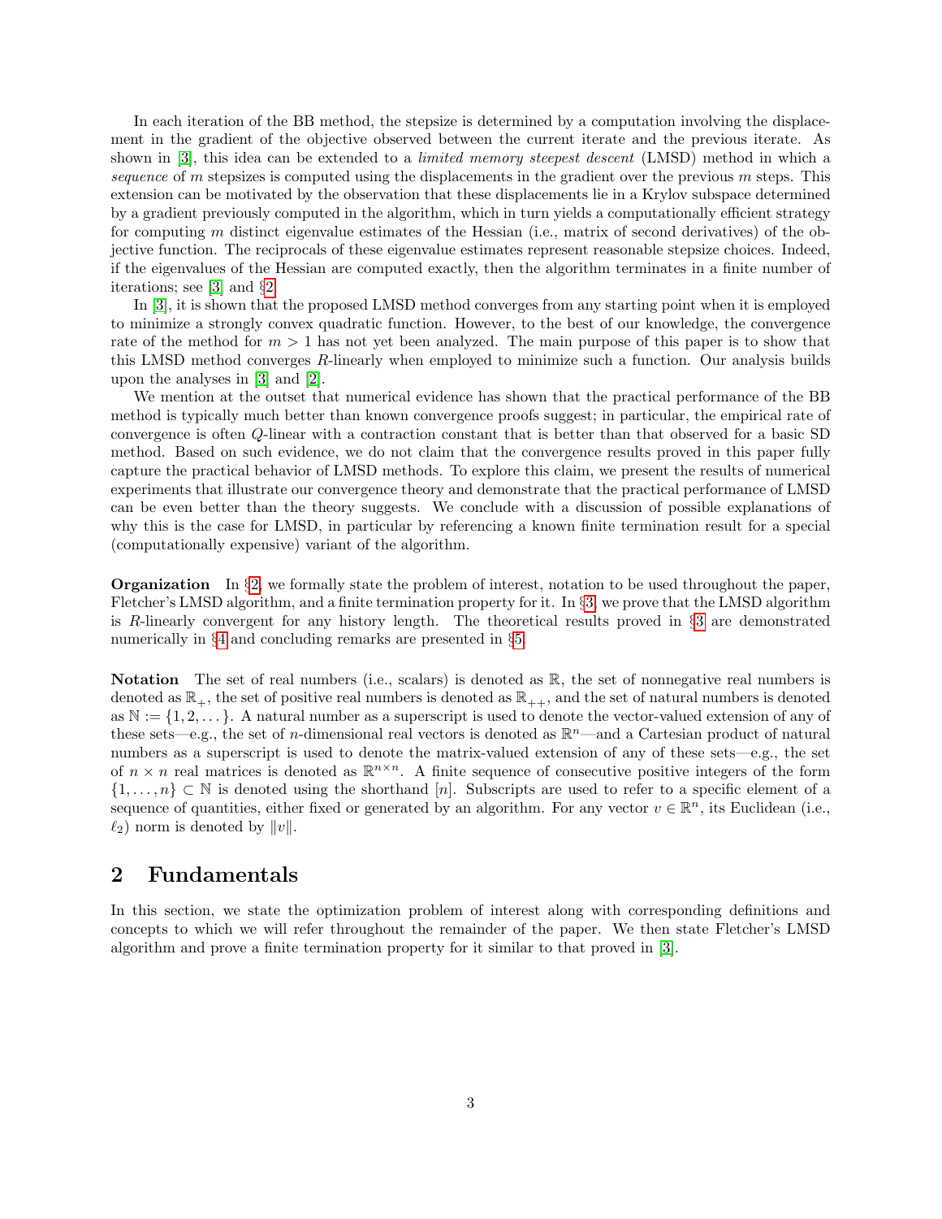In each iteration of the BB method, the stepsize is determined by a computation involving the displacement in the gradient of the objective observed between the current iterate and the previous iterate. As shown in [3], this idea can be extended to a *limited memory steepest descent* (LMSD) method in which a *sequence* of $m$ stepsizes is computed using the displacements in the gradient over the previous $m$ steps. This extension can be motivated by the observation that these displacements lie in a Krylov subspace determined by a gradient previously computed in the algorithm, which in turn yields a computationally efficient strategy for computing $m$ distinct eigenvalue estimates of the Hessian (i.e., matrix of second derivatives) of the objective function. The reciprocals of these eigenvalue estimates represent reasonable stepsize choices. Indeed, if the eigenvalues of the Hessian are computed exactly, then the algorithm terminates in a finite number of iterations; see [3] and §2.

In [3], it is shown that the proposed LMSD method converges from any starting point when it is employed to minimize a strongly convex quadratic function. However, to the best of our knowledge, the convergence rate of the method for $m > 1$ has not yet been analyzed. The main purpose of this paper is to show that this LMSD method converges $R$-linearly when employed to minimize such a function. Our analysis builds upon the analyses in [3] and [2].

We mention at the outset that numerical evidence has shown that the practical performance of the BB method is typically much better than known convergence proofs suggest; in particular, the empirical rate of convergence is often $Q$-linear with a contraction constant that is better than that observed for a basic SD method. Based on such evidence, we do not claim that the convergence results proved in this paper fully capture the practical behavior of LMSD methods. To explore this claim, we present the results of numerical experiments that illustrate our convergence theory and demonstrate that the practical performance of LMSD can be even better than the theory suggests. We conclude with a discussion of possible explanations of why this is the case for LMSD, in particular by referencing a known finite termination result for a special (computationally expensive) variant of the algorithm.

**Organization** In §2, we formally state the problem of interest, notation to be used throughout the paper, Fletcher's LMSD algorithm, and a finite termination property for it. In §3, we prove that the LMSD algorithm is $R$-linearly convergent for any history length. The theoretical results proved in §3 are demonstrated numerically in §4 and concluding remarks are presented in §5.

**Notation** The set of real numbers (i.e., scalars) is denoted as $\mathbb{R}$, the set of nonnegative real numbers is denoted as $\mathbb{R}_+$, the set of positive real numbers is denoted as $\mathbb{R}_{++}$, and the set of natural numbers is denoted as $\mathbb{N} := \{1, 2, \dots\}$. A natural number as a superscript is used to denote the vector-valued extension of any of these sets—e.g., the set of $n$-dimensional real vectors is denoted as $\mathbb{R}^n$—and a Cartesian product of natural numbers as a superscript is used to denote the matrix-valued extension of any of these sets—e.g., the set of $n \times n$ real matrices is denoted as $\mathbb{R}^{n\times n}$. A finite sequence of consecutive positive integers of the form $\{1, \dots, n\} \subset \mathbb{N}$ is denoted using the shorthand $[n]$. Subscripts are used to refer to a specific element of a sequence of quantities, either fixed or generated by an algorithm. For any vector $v \in \mathbb{R}^n$, its Euclidean (i.e., $\ell_2$) norm is denoted by $\|v\|$.

## 2 Fundamentals

In this section, we state the optimization problem of interest along with corresponding definitions and concepts to which we will refer throughout the remainder of the paper. We then state Fletcher's LMSD algorithm and prove a finite termination property for it similar to that proved in [3].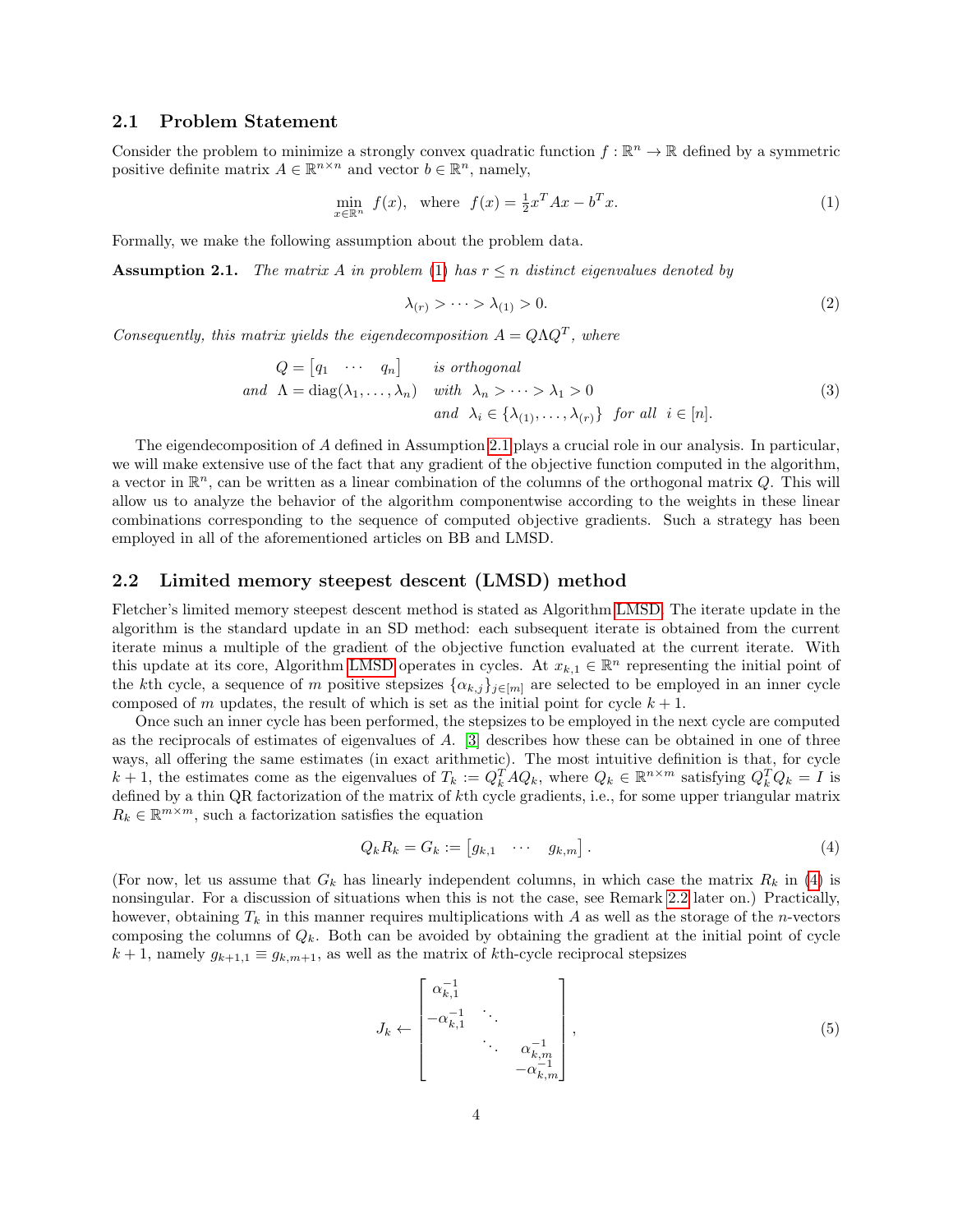### 2.1 Problem Statement

Consider the problem to minimize a strongly convex quadratic function $f : \mathbb{R}^n \to \mathbb{R}$ defined by a symmetric positive definite matrix $A \in \mathbb{R}^{n\times n}$ and vector $b \in \mathbb{R}^n$, namely,

$$\min_{x\in\mathbb{R}^n} \ f(x), \quad \text{where} \ \ f(x) = \tfrac{1}{2}x^T Ax - b^T x. \tag{1}$$

Formally, we make the following assumption about the problem data.

**Assumption 2.1.** *The matrix $A$ in problem (1) has $r \leq n$ distinct eigenvalues denoted by*

$$\lambda_{(r)} > \cdots > \lambda_{(1)} > 0. \tag{2}$$

*Consequently, this matrix yields the eigendecomposition $A = Q\Lambda Q^T$, where*

$$\begin{aligned} Q &= \begin{bmatrix} q_1 & \cdots & q_n \end{bmatrix} && \textit{is orthogonal} \\ \textit{and} \ \ \Lambda &= \mathrm{diag}(\lambda_1, \dots, \lambda_n) && \textit{with} \ \ \lambda_n > \cdots > \lambda_1 > 0 \\ & && \textit{and} \ \ \lambda_i \in \{\lambda_{(1)}, \dots, \lambda_{(r)}\} \ \ \textit{for all} \ \ i \in [n]. \end{aligned} \tag{3}$$

The eigendecomposition of $A$ defined in Assumption 2.1 plays a crucial role in our analysis. In particular, we will make extensive use of the fact that any gradient of the objective function computed in the algorithm, a vector in $\mathbb{R}^n$, can be written as a linear combination of the columns of the orthogonal matrix $Q$. This will allow us to analyze the behavior of the algorithm componentwise according to the weights in these linear combinations corresponding to the sequence of computed objective gradients. Such a strategy has been employed in all of the aforementioned articles on BB and LMSD.

### 2.2 Limited memory steepest descent (LMSD) method

Fletcher's limited memory steepest descent method is stated as Algorithm LMSD. The iterate update in the algorithm is the standard update in an SD method: each subsequent iterate is obtained from the current iterate minus a multiple of the gradient of the objective function evaluated at the current iterate. With this update at its core, Algorithm LMSD operates in cycles. At $x_{k,1} \in \mathbb{R}^n$ representing the initial point of the $k$th cycle, a sequence of $m$ positive stepsizes $\{\alpha_{k,j}\}_{j\in[m]}$ are selected to be employed in an inner cycle composed of $m$ updates, the result of which is set as the initial point for cycle $k+1$.

Once such an inner cycle has been performed, the stepsizes to be employed in the next cycle are computed as the reciprocals of estimates of eigenvalues of $A$. [3] describes how these can be obtained in one of three ways, all offering the same estimates (in exact arithmetic). The most intuitive definition is that, for cycle $k+1$, the estimates come as the eigenvalues of $T_k := Q_k^T AQ_k$, where $Q_k \in \mathbb{R}^{n\times m}$ satisfying $Q_k^T Q_k = I$ is defined by a thin QR factorization of the matrix of $k$th cycle gradients, i.e., for some upper triangular matrix $R_k \in \mathbb{R}^{m\times m}$, such a factorization satisfies the equation

$$Q_k R_k = G_k := \begin{bmatrix} g_{k,1} & \cdots & g_{k,m} \end{bmatrix}. \tag{4}$$

(For now, let us assume that $G_k$ has linearly independent columns, in which case the matrix $R_k$ in (4) is nonsingular. For a discussion of situations when this is not the case, see Remark 2.2 later on.) Practically, however, obtaining $T_k$ in this manner requires multiplications with $A$ as well as the storage of the $n$-vectors composing the columns of $Q_k$. Both can be avoided by obtaining the gradient at the initial point of cycle $k+1$, namely $g_{k+1,1} \equiv g_{k,m+1}$, as well as the matrix of $k$th-cycle reciprocal stepsizes

$$J_k \leftarrow \begin{bmatrix} \alpha_{k,1}^{-1} & & \\ -\alpha_{k,1}^{-1} & \ddots & \\ & \ddots & \alpha_{k,m}^{-1} \\ & & -\alpha_{k,m}^{-1} \end{bmatrix}, \tag{5}$$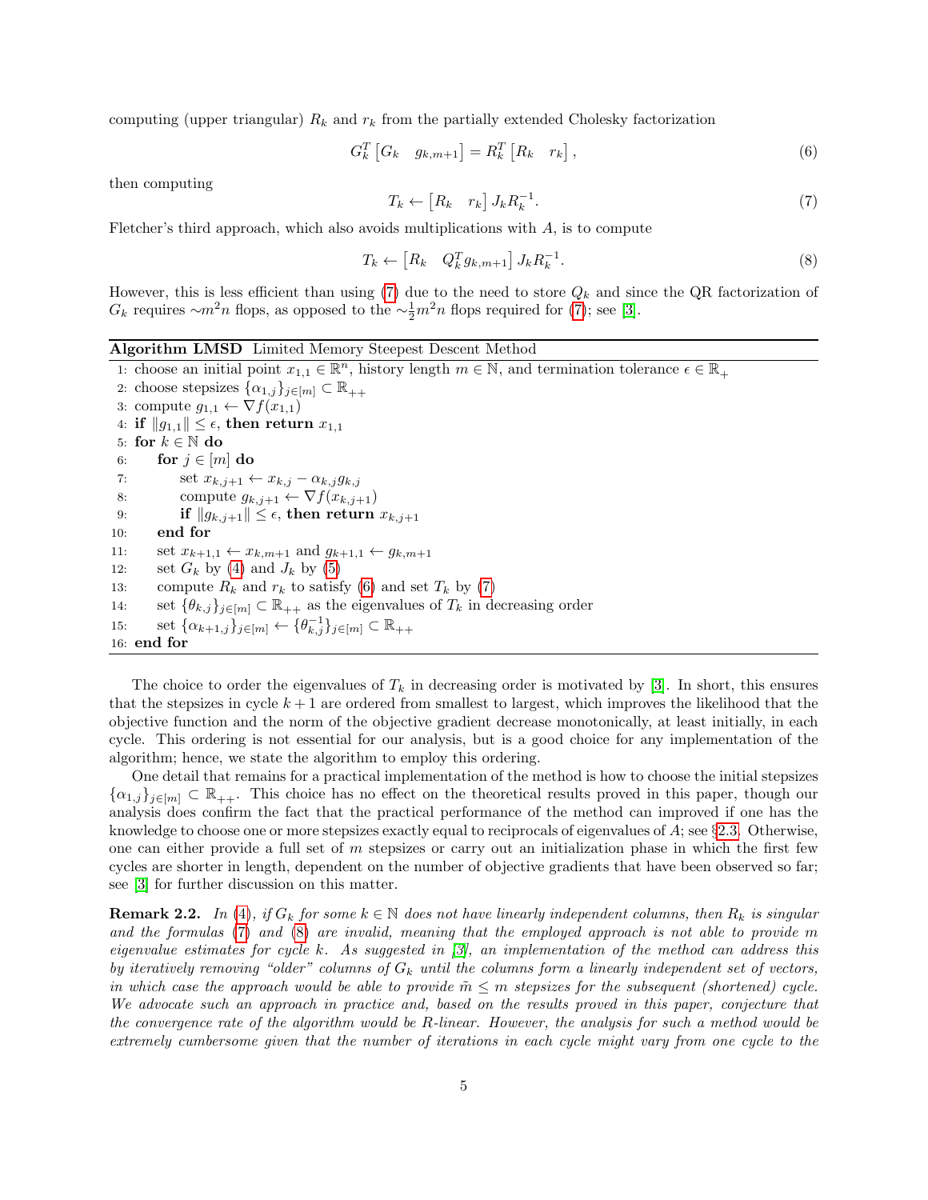computing (upper triangular) $R_k$ and $r_k$ from the partially extended Cholesky factorization

$$G_k^T \begin{bmatrix} G_k & g_{k,m+1} \end{bmatrix} = R_k^T \begin{bmatrix} R_k & r_k \end{bmatrix}, \tag{6}$$

then computing

$$T_k \leftarrow \begin{bmatrix} R_k & r_k \end{bmatrix} J_k R_k^{-1}. \tag{7}$$

Fletcher's third approach, which also avoids multiplications with $A$, is to compute

$$T_k \leftarrow \begin{bmatrix} R_k & Q_k^T g_{k,m+1} \end{bmatrix} J_k R_k^{-1}. \tag{8}$$

However, this is less efficient than using (7) due to the need to store $Q_k$ and since the QR factorization of $G_k$ requires $\sim m^2 n$ flops, as opposed to the $\sim \frac{1}{2} m^2 n$ flops required for (7); see [3].

**Algorithm LMSD** Limited Memory Steepest Descent Method

```
 1: choose an initial point x_{1,1} ∈ R^n, history length m ∈ N, and termination tolerance ϵ ∈ R_+
 2: choose stepsizes {α_{1,j}}_{j∈[m]} ⊂ R_{++}
 3: compute g_{1,1} ← ∇f(x_{1,1})
 4: if ||g_{1,1}|| ≤ ϵ, then return x_{1,1}
 5: for k ∈ N do
 6:     for j ∈ [m] do
 7:         set x_{k,j+1} ← x_{k,j} − α_{k,j} g_{k,j}
 8:         compute g_{k,j+1} ← ∇f(x_{k,j+1})
 9:         if ||g_{k,j+1}|| ≤ ϵ, then return x_{k,j+1}
10:     end for
11:     set x_{k+1,1} ← x_{k,m+1} and g_{k+1,1} ← g_{k,m+1}
12:     set G_k by (4) and J_k by (5)
13:     compute R_k and r_k to satisfy (6) and set T_k by (7)
14:     set {θ_{k,j}}_{j∈[m]} ⊂ R_{++} as the eigenvalues of T_k in decreasing order
15:     set {α_{k+1,j}}_{j∈[m]} ← {θ_{k,j}^{-1}}_{j∈[m]} ⊂ R_{++}
16: end for
```

The choice to order the eigenvalues of $T_k$ in decreasing order is motivated by [3]. In short, this ensures that the stepsizes in cycle $k+1$ are ordered from smallest to largest, which improves the likelihood that the objective function and the norm of the objective gradient decrease monotonically, at least initially, in each cycle. This ordering is not essential for our analysis, but is a good choice for any implementation of the algorithm; hence, we state the algorithm to employ this ordering.

One detail that remains for a practical implementation of the method is how to choose the initial stepsizes $\{\alpha_{1,j}\}_{j\in[m]} \subset \mathbb{R}_{++}$. This choice has no effect on the theoretical results proved in this paper, though our analysis does confirm the fact that the practical performance of the method can improved if one has the knowledge to choose one or more stepsizes exactly equal to reciprocals of eigenvalues of $A$; see §2.3. Otherwise, one can either provide a full set of $m$ stepsizes or carry out an initialization phase in which the first few cycles are shorter in length, dependent on the number of objective gradients that have been observed so far; see [3] for further discussion on this matter.

**Remark 2.2.** *In (4), if $G_k$ for some $k \in \mathbb{N}$ does not have linearly independent columns, then $R_k$ is singular and the formulas (7) and (8) are invalid, meaning that the employed approach is not able to provide $m$ eigenvalue estimates for cycle $k$. As suggested in [3], an implementation of the method can address this by iteratively removing "older" columns of $G_k$ until the columns form a linearly independent set of vectors, in which case the approach would be able to provide $\tilde{m} \le m$ stepsizes for the subsequent (shortened) cycle. We advocate such an approach in practice and, based on the results proved in this paper, conjecture that the convergence rate of the algorithm would be R-linear. However, the analysis for such a method would be extremely cumbersome given that the number of iterations in each cycle might vary from one cycle to the*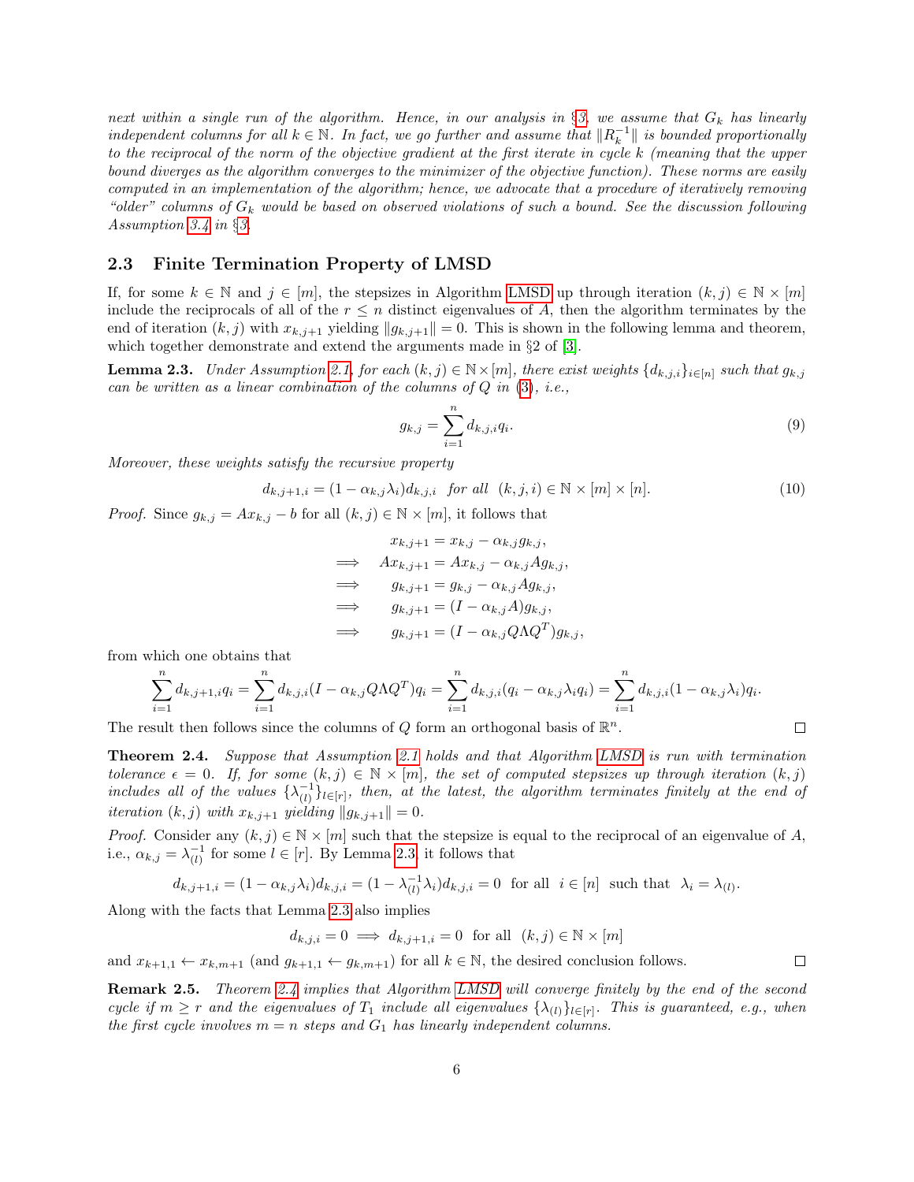*next within a single run of the algorithm. Hence, in our analysis in §3, we assume that $G_k$ has linearly independent columns for all $k \in \mathbb{N}$. In fact, we go further and assume that $\|R_k^{-1}\|$ is bounded proportionally to the reciprocal of the norm of the objective gradient at the first iterate in cycle $k$ (meaning that the upper bound diverges as the algorithm converges to the minimizer of the objective function). These norms are easily computed in an implementation of the algorithm; hence, we advocate that a procedure of iteratively removing "older" columns of $G_k$ would be based on observed violations of such a bound. See the discussion following Assumption 3.4 in §3.*

## 2.3 Finite Termination Property of LMSD

If, for some $k \in \mathbb{N}$ and $j \in [m]$, the stepsizes in Algorithm LMSD up through iteration $(k, j) \in \mathbb{N} \times [m]$ include the reciprocals of all of the $r \le n$ distinct eigenvalues of $A$, then the algorithm terminates by the end of iteration $(k, j)$ with $x_{k,j+1}$ yielding $\|g_{k,j+1}\| = 0$. This is shown in the following lemma and theorem, which together demonstrate and extend the arguments made in §2 of [3].

**Lemma 2.3.** *Under Assumption 2.1, for each $(k, j) \in \mathbb{N} \times [m]$, there exist weights $\{d_{k,j,i}\}_{i \in [n]}$ such that $g_{k,j}$ can be written as a linear combination of the columns of $Q$ in (3), i.e.,*

$$g_{k,j} = \sum_{i=1}^{n} d_{k,j,i} q_i. \tag{9}$$

*Moreover, these weights satisfy the recursive property*

$$d_{k,j+1,i} = (1 - \alpha_{k,j}\lambda_i) d_{k,j,i} \quad \text{for all} \quad (k, j, i) \in \mathbb{N} \times [m] \times [n]. \tag{10}$$

*Proof.* Since $g_{k,j} = Ax_{k,j} - b$ for all $(k, j) \in \mathbb{N} \times [m]$, it follows that

$$\begin{aligned}
& x_{k,j+1} = x_{k,j} - \alpha_{k,j} g_{k,j}, \\
\implies \quad & Ax_{k,j+1} = Ax_{k,j} - \alpha_{k,j} A g_{k,j}, \\
\implies \quad & g_{k,j+1} = g_{k,j} - \alpha_{k,j} A g_{k,j}, \\
\implies \quad & g_{k,j+1} = (I - \alpha_{k,j} A) g_{k,j}, \\
\implies \quad & g_{k,j+1} = (I - \alpha_{k,j} Q \Lambda Q^T) g_{k,j},
\end{aligned}$$

from which one obtains that

$$\sum_{i=1}^{n} d_{k,j+1,i} q_i = \sum_{i=1}^{n} d_{k,j,i} (I - \alpha_{k,j} Q \Lambda Q^T) q_i = \sum_{i=1}^{n} d_{k,j,i} (q_i - \alpha_{k,j} \lambda_i q_i) = \sum_{i=1}^{n} d_{k,j,i} (1 - \alpha_{k,j} \lambda_i) q_i.$$

The result then follows since the columns of $Q$ form an orthogonal basis of $\mathbb{R}^n$. □

**Theorem 2.4.** *Suppose that Assumption 2.1 holds and that Algorithm LMSD is run with termination tolerance $\epsilon = 0$. If, for some $(k, j) \in \mathbb{N} \times [m]$, the set of computed stepsizes up through iteration $(k, j)$ includes all of the values $\{\lambda_{(l)}^{-1}\}_{l \in [r]}$, then, at the latest, the algorithm terminates finitely at the end of iteration $(k, j)$ with $x_{k,j+1}$ yielding $\|g_{k,j+1}\| = 0$.*

*Proof.* Consider any $(k, j) \in \mathbb{N} \times [m]$ such that the stepsize is equal to the reciprocal of an eigenvalue of $A$, i.e., $\alpha_{k,j} = \lambda_{(l)}^{-1}$ for some $l \in [r]$. By Lemma 2.3, it follows that

$$d_{k,j+1,i} = (1 - \alpha_{k,j}\lambda_i) d_{k,j,i} = (1 - \lambda_{(l)}^{-1} \lambda_i) d_{k,j,i} = 0 \quad \text{for all} \quad i \in [n] \quad \text{such that} \quad \lambda_i = \lambda_{(l)}.$$

Along with the facts that Lemma 2.3 also implies

$$d_{k,j,i} = 0 \implies d_{k,j+1,i} = 0 \quad \text{for all} \quad (k, j) \in \mathbb{N} \times [m]$$

and $x_{k+1,1} \leftarrow x_{k,m+1}$ (and $g_{k+1,1} \leftarrow g_{k,m+1}$) for all $k \in \mathbb{N}$, the desired conclusion follows. □

**Remark 2.5.** *Theorem 2.4 implies that Algorithm LMSD will converge finitely by the end of the second cycle if $m \ge r$ and the eigenvalues of $T_1$ include all eigenvalues $\{\lambda_{(l)}\}_{l \in [r]}$. This is guaranteed, e.g., when the first cycle involves $m = n$ steps and $G_1$ has linearly independent columns.*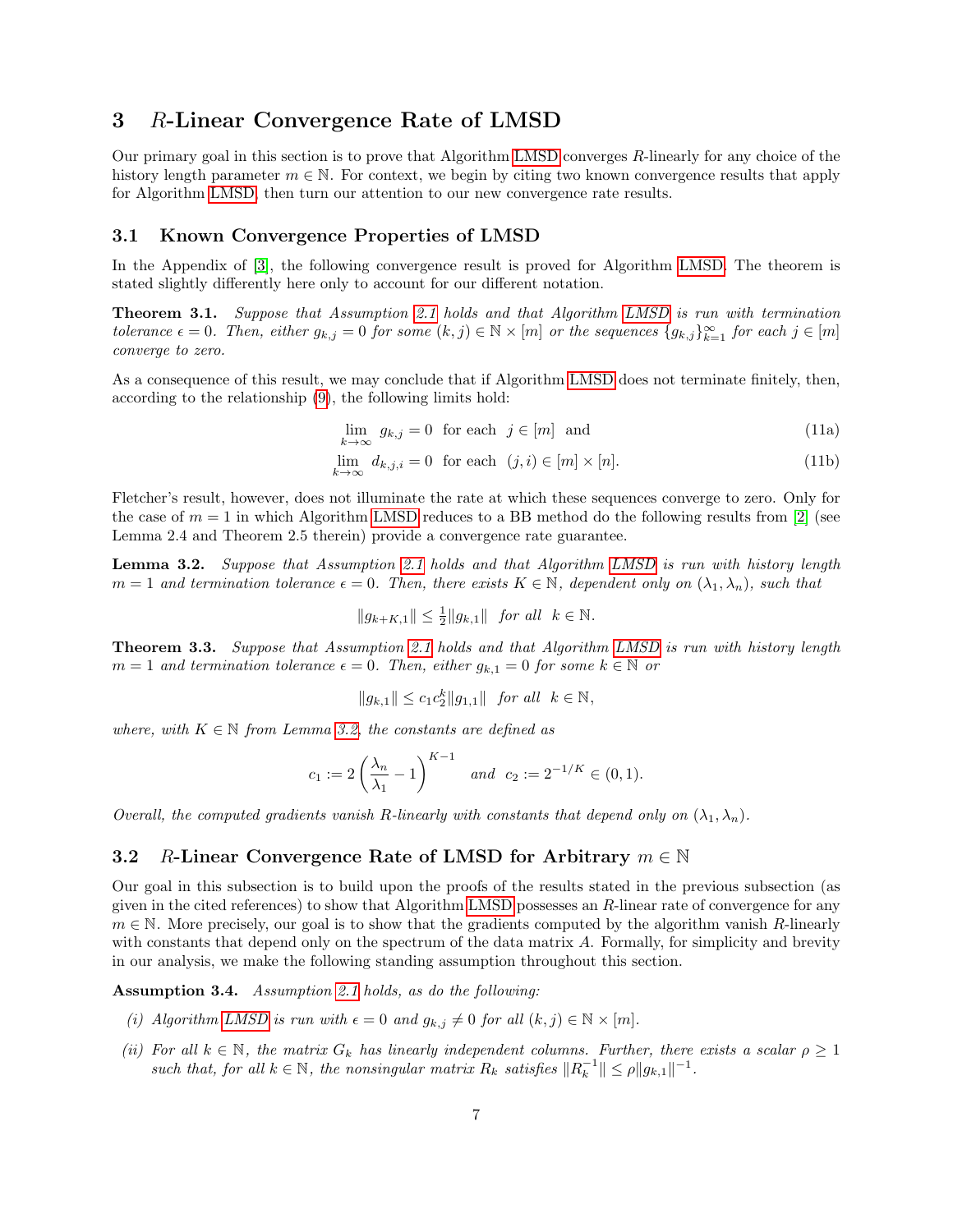# 3 $R$-Linear Convergence Rate of LMSD

Our primary goal in this section is to prove that Algorithm LMSD converges $R$-linearly for any choice of the history length parameter $m \in \mathbb{N}$. For context, we begin by citing two known convergence results that apply for Algorithm LMSD, then turn our attention to our new convergence rate results.

## 3.1 Known Convergence Properties of LMSD

In the Appendix of [3], the following convergence result is proved for Algorithm LMSD. The theorem is stated slightly differently here only to account for our different notation.

**Theorem 3.1.** *Suppose that Assumption 2.1 holds and that Algorithm LMSD is run with termination tolerance $\epsilon = 0$. Then, either $g_{k,j} = 0$ for some $(k,j) \in \mathbb{N} \times [m]$ or the sequences $\{g_{k,j}\}_{k=1}^{\infty}$ for each $j \in [m]$ converge to zero.*

As a consequence of this result, we may conclude that if Algorithm LMSD does not terminate finitely, then, according to the relationship (9), the following limits hold:

$$\lim_{k \to \infty} g_{k,j} = 0 \quad \text{for each} \quad j \in [m] \quad \text{and} \tag{11a}$$

$$\lim_{k \to \infty} d_{k,j,i} = 0 \quad \text{for each} \quad (j,i) \in [m] \times [n]. \tag{11b}$$

Fletcher's result, however, does not illuminate the rate at which these sequences converge to zero. Only for the case of $m = 1$ in which Algorithm LMSD reduces to a BB method do the following results from [2] (see Lemma 2.4 and Theorem 2.5 therein) provide a convergence rate guarantee.

**Lemma 3.2.** *Suppose that Assumption 2.1 holds and that Algorithm LMSD is run with history length $m = 1$ and termination tolerance $\epsilon = 0$. Then, there exists $K \in \mathbb{N}$, dependent only on $(\lambda_1, \lambda_n)$, such that*

$$\|g_{k+K,1}\| \leq \tfrac{1}{2}\|g_{k,1}\| \quad \textit{for all} \quad k \in \mathbb{N}.$$

**Theorem 3.3.** *Suppose that Assumption 2.1 holds and that Algorithm LMSD is run with history length $m = 1$ and termination tolerance $\epsilon = 0$. Then, either $g_{k,1} = 0$ for some $k \in \mathbb{N}$ or*

$$\|g_{k,1}\| \leq c_1 c_2^k \|g_{1,1}\| \quad \textit{for all} \quad k \in \mathbb{N},$$

*where, with $K \in \mathbb{N}$ from Lemma 3.2, the constants are defined as*

$$c_1 := 2\left(\frac{\lambda_n}{\lambda_1} - 1\right)^{K-1} \quad \textit{and} \quad c_2 := 2^{-1/K} \in (0,1).$$

*Overall, the computed gradients vanish $R$-linearly with constants that depend only on $(\lambda_1, \lambda_n)$.*

## 3.2 $R$-Linear Convergence Rate of LMSD for Arbitrary $m \in \mathbb{N}$

Our goal in this subsection is to build upon the proofs of the results stated in the previous subsection (as given in the cited references) to show that Algorithm LMSD possesses an $R$-linear rate of convergence for any $m \in \mathbb{N}$. More precisely, our goal is to show that the gradients computed by the algorithm vanish $R$-linearly with constants that depend only on the spectrum of the data matrix $A$. Formally, for simplicity and brevity in our analysis, we make the following standing assumption throughout this section.

**Assumption 3.4.** *Assumption 2.1 holds, as do the following:*

*(i) Algorithm LMSD is run with $\epsilon = 0$ and $g_{k,j} \neq 0$ for all $(k,j) \in \mathbb{N} \times [m]$.*

*(ii) For all $k \in \mathbb{N}$, the matrix $G_k$ has linearly independent columns. Further, there exists a scalar $\rho \geq 1$ such that, for all $k \in \mathbb{N}$, the nonsingular matrix $R_k$ satisfies $\|R_k^{-1}\| \leq \rho \|g_{k,1}\|^{-1}$.*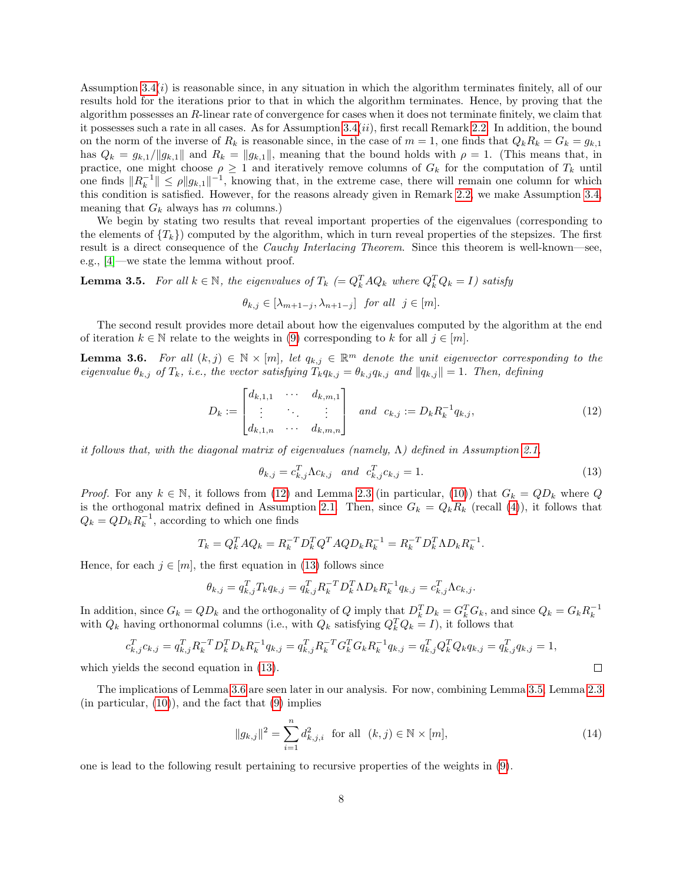Assumption 3.4$(i)$ is reasonable since, in any situation in which the algorithm terminates finitely, all of our results hold for the iterations prior to that in which the algorithm terminates. Hence, by proving that the algorithm possesses an $R$-linear rate of convergence for cases when it does not terminate finitely, we claim that it possesses such a rate in all cases. As for Assumption 3.4$(ii)$, first recall Remark 2.2. In addition, the bound on the norm of the inverse of $R_k$ is reasonable since, in the case of $m = 1$, one finds that $Q_k R_k = G_k = g_{k,1}$ has $Q_k = g_{k,1}/\|g_{k,1}\|$ and $R_k = \|g_{k,1}\|$, meaning that the bound holds with $\rho = 1$. (This means that, in practice, one might choose $\rho \geq 1$ and iteratively remove columns of $G_k$ for the computation of $T_k$ until one finds $\|R_k^{-1}\| \leq \rho \|g_{k,1}\|^{-1}$, knowing that, in the extreme case, there will remain one column for which this condition is satisfied. However, for the reasons already given in Remark 2.2, we make Assumption 3.4, meaning that $G_k$ always has $m$ columns.)

We begin by stating two results that reveal important properties of the eigenvalues (corresponding to the elements of $\{T_k\}$) computed by the algorithm, which in turn reveal properties of the stepsizes. The first result is a direct consequence of the *Cauchy Interlacing Theorem*. Since this theorem is well-known—see, e.g., [4]—we state the lemma without proof.

**Lemma 3.5.** *For all $k \in \mathbb{N}$, the eigenvalues of $T_k$ ($= Q_k^T A Q_k$ where $Q_k^T Q_k = I$) satisfy*

$$\theta_{k,j} \in [\lambda_{m+1-j}, \lambda_{n+1-j}] \ \text{ for all } \ j \in [m].$$

The second result provides more detail about how the eigenvalues computed by the algorithm at the end of iteration $k \in \mathbb{N}$ relate to the weights in (9) corresponding to $k$ for all $j \in [m]$.

**Lemma 3.6.** *For all $(k,j) \in \mathbb{N} \times [m]$, let $q_{k,j} \in \mathbb{R}^m$ denote the unit eigenvector corresponding to the eigenvalue $\theta_{k,j}$ of $T_k$, i.e., the vector satisfying $T_k q_{k,j} = \theta_{k,j} q_{k,j}$ and $\|q_{k,j}\| = 1$. Then, defining*

$$D_k := \begin{bmatrix} d_{k,1,1} & \cdots & d_{k,m,1} \\ \vdots & \ddots & \vdots \\ d_{k,1,n} & \cdots & d_{k,m,n} \end{bmatrix} \ \text{ and } \ c_{k,j} := D_k R_k^{-1} q_{k,j}, \tag{12}$$

*it follows that, with the diagonal matrix of eigenvalues (namely, $\Lambda$) defined in Assumption 2.1,*

$$\theta_{k,j} = c_{k,j}^T \Lambda c_{k,j} \ \text{ and } \ c_{k,j}^T c_{k,j} = 1. \tag{13}$$

*Proof.* For any $k \in \mathbb{N}$, it follows from (12) and Lemma 2.3 (in particular, (10)) that $G_k = Q D_k$ where $Q$ is the orthogonal matrix defined in Assumption 2.1. Then, since $G_k = Q_k R_k$ (recall (4)), it follows that $Q_k = Q D_k R_k^{-1}$, according to which one finds

$$T_k = Q_k^T A Q_k = R_k^{-T} D_k^T Q^T A Q D_k R_k^{-1} = R_k^{-T} D_k^T \Lambda D_k R_k^{-1}.$$

Hence, for each $j \in [m]$, the first equation in (13) follows since

$$\theta_{k,j} = q_{k,j}^T T_k q_{k,j} = q_{k,j}^T R_k^{-T} D_k^T \Lambda D_k R_k^{-1} q_{k,j} = c_{k,j}^T \Lambda c_{k,j}.$$

In addition, since $G_k = Q D_k$ and the orthogonality of $Q$ imply that $D_k^T D_k = G_k^T G_k$, and since $Q_k = G_k R_k^{-1}$ with $Q_k$ having orthonormal columns (i.e., with $Q_k$ satisfying $Q_k^T Q_k = I$), it follows that

$$c_{k,j}^T c_{k,j} = q_{k,j}^T R_k^{-T} D_k^T D_k R_k^{-1} q_{k,j} = q_{k,j}^T R_k^{-T} G_k^T G_k R_k^{-1} q_{k,j} = q_{k,j}^T Q_k^T Q_k q_{k,j} = q_{k,j}^T q_{k,j} = 1,$$

which yields the second equation in (13). ∎

The implications of Lemma 3.6 are seen later in our analysis. For now, combining Lemma 3.5, Lemma 2.3 (in particular, (10)), and the fact that (9) implies

$$\|g_{k,j}\|^2 = \sum_{i=1}^{n} d_{k,j,i}^2 \ \text{ for all } \ (k,j) \in \mathbb{N} \times [m], \tag{14}$$

one is lead to the following result pertaining to recursive properties of the weights in (9).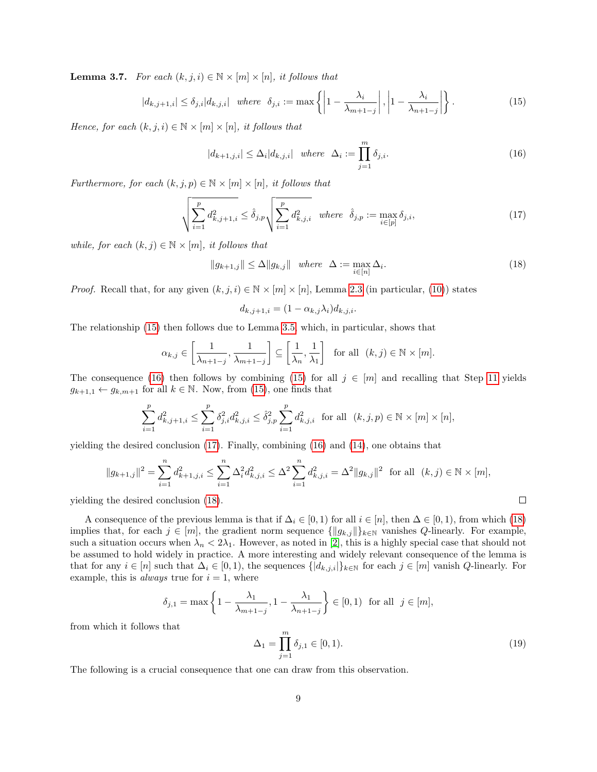**Lemma 3.7.** *For each* $(k,j,i) \in \mathbb{N} \times [m] \times [n]$*, it follows that*

$$|d_{k,j+1,i}| \leq \delta_{j,i}|d_{k,j,i}| \quad \text{where} \quad \delta_{j,i} := \max\left\{\left|1 - \frac{\lambda_i}{\lambda_{m+1-j}}\right|, \left|1 - \frac{\lambda_i}{\lambda_{n+1-j}}\right|\right\}. \tag{15}$$

*Hence, for each* $(k,j,i) \in \mathbb{N} \times [m] \times [n]$*, it follows that*

$$|d_{k+1,j,i}| \leq \Delta_i |d_{k,j,i}| \quad \text{where} \quad \Delta_i := \prod_{j=1}^{m} \delta_{j,i}. \tag{16}$$

*Furthermore, for each* $(k,j,p) \in \mathbb{N} \times [m] \times [n]$*, it follows that*

$$\sqrt{\sum_{i=1}^{p} d_{k,j+1,i}^2} \leq \hat{\delta}_{j,p} \sqrt{\sum_{i=1}^{p} d_{k,j,i}^2} \quad \text{where} \quad \hat{\delta}_{j,p} := \max_{i \in [p]} \delta_{j,i}, \tag{17}$$

*while, for each* $(k,j) \in \mathbb{N} \times [m]$*, it follows that*

$$\|g_{k+1,j}\| \leq \Delta \|g_{k,j}\| \quad \text{where} \quad \Delta := \max_{i \in [n]} \Delta_i. \tag{18}$$

*Proof.* Recall that, for any given $(k,j,i) \in \mathbb{N} \times [m] \times [n]$, Lemma 2.3 (in particular, (10)) states

$$d_{k,j+1,i} = (1 - \alpha_{k,j}\lambda_i) d_{k,j,i}.$$

The relationship (15) then follows due to Lemma 3.5, which, in particular, shows that

$$\alpha_{k,j} \in \left[\frac{1}{\lambda_{n+1-j}}, \frac{1}{\lambda_{m+1-j}}\right] \subseteq \left[\frac{1}{\lambda_n}, \frac{1}{\lambda_1}\right] \quad \text{for all} \quad (k,j) \in \mathbb{N} \times [m].$$

The consequence (16) then follows by combining (15) for all $j \in [m]$ and recalling that Step 11 yields $g_{k+1,1} \leftarrow g_{k,m+1}$ for all $k \in \mathbb{N}$. Now, from (15), one finds that

$$\sum_{i=1}^{p} d_{k,j+1,i}^2 \leq \sum_{i=1}^{p} \delta_{j,i}^2 d_{k,j,i}^2 \leq \hat{\delta}_{j,p}^2 \sum_{i=1}^{p} d_{k,j,i}^2 \quad \text{for all} \quad (k,j,p) \in \mathbb{N} \times [m] \times [n],$$

yielding the desired conclusion (17). Finally, combining (16) and (14), one obtains that

$$\|g_{k+1,j}\|^2 = \sum_{i=1}^{n} d_{k+1,j,i}^2 \leq \sum_{i=1}^{n} \Delta_i^2 d_{k,j,i}^2 \leq \Delta^2 \sum_{i=1}^{n} d_{k,j,i}^2 = \Delta^2 \|g_{k,j}\|^2 \quad \text{for all} \quad (k,j) \in \mathbb{N} \times [m],$$

yielding the desired conclusion (18). □

A consequence of the previous lemma is that if $\Delta_i \in [0,1)$ for all $i \in [n]$, then $\Delta \in [0,1)$, from which (18) implies that, for each $j \in [m]$, the gradient norm sequence $\{\|g_{k,j}\|\}_{k \in \mathbb{N}}$ vanishes $Q$-linearly. For example, such a situation occurs when $\lambda_n < 2\lambda_1$. However, as noted in [2], this is a highly special case that should not be assumed to hold widely in practice. A more interesting and widely relevant consequence of the lemma is that for any $i \in [n]$ such that $\Delta_i \in [0,1)$, the sequences $\{|d_{k,j,i}|\}_{k \in \mathbb{N}}$ for each $j \in [m]$ vanish $Q$-linearly. For example, this is *always* true for $i = 1$, where

$$\delta_{j,1} = \max\left\{1 - \frac{\lambda_1}{\lambda_{m+1-j}}, 1 - \frac{\lambda_1}{\lambda_{n+1-j}}\right\} \in [0,1) \quad \text{for all} \quad j \in [m],$$

from which it follows that

$$\Delta_1 = \prod_{j=1}^{m} \delta_{j,1} \in [0,1). \tag{19}$$

The following is a crucial consequence that one can draw from this observation.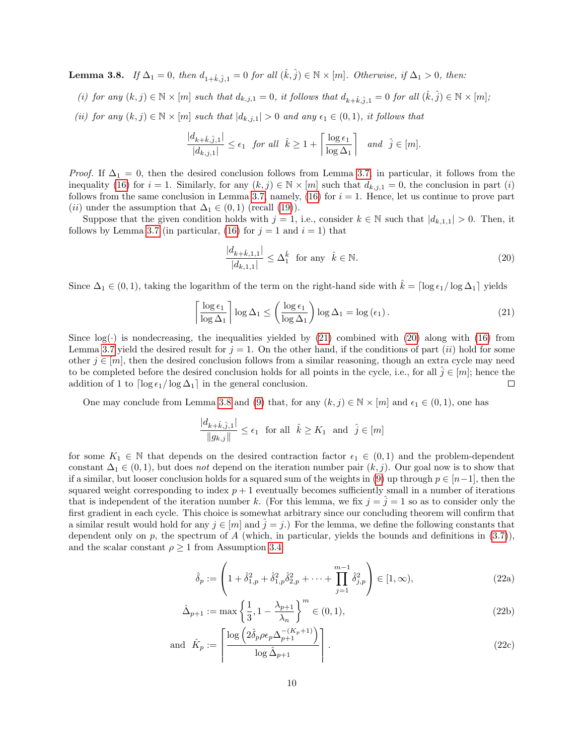**Lemma 3.8.** *If $\Delta_1 = 0$, then $d_{1+\hat{k},\hat{j},1} = 0$ for all $(\hat{k},\hat{j}) \in \mathbb{N} \times [m]$. Otherwise, if $\Delta_1 > 0$, then:*

*(i) for any $(k,j) \in \mathbb{N} \times [m]$ such that $d_{k,j,1} = 0$, it follows that $d_{k+\hat{k},\hat{j},1} = 0$ for all $(\hat{k},\hat{j}) \in \mathbb{N} \times [m]$;*

*(ii) for any $(k,j) \in \mathbb{N} \times [m]$ such that $|d_{k,j,1}| > 0$ and any $\epsilon_1 \in (0,1)$, it follows that*

$$\frac{|d_{k+\hat{k},\hat{j},1}|}{|d_{k,j,1}|} \leq \epsilon_1 \quad \text{for all} \quad \hat{k} \geq 1 + \left\lceil \frac{\log \epsilon_1}{\log \Delta_1} \right\rceil \quad \text{and} \quad \hat{j} \in [m].$$

*Proof.* If $\Delta_1 = 0$, then the desired conclusion follows from Lemma 3.7; in particular, it follows from the inequality (16) for $i = 1$. Similarly, for any $(k,j) \in \mathbb{N} \times [m]$ such that $d_{k,j,1} = 0$, the conclusion in part $(i)$ follows from the same conclusion in Lemma 3.7, namely, (16) for $i = 1$. Hence, let us continue to prove part $(ii)$ under the assumption that $\Delta_1 \in (0,1)$ (recall (19)).

Suppose that the given condition holds with $j = 1$, i.e., consider $k \in \mathbb{N}$ such that $|d_{k,1,1}| > 0$. Then, it follows by Lemma 3.7 (in particular, (16) for $j = 1$ and $i = 1$) that

$$\frac{|d_{k+\hat{k},1,1}|}{|d_{k,1,1}|} \leq \Delta_1^{\hat{k}} \quad \text{for any} \quad \hat{k} \in \mathbb{N}. \tag{20}$$

Since $\Delta_1 \in (0,1)$, taking the logarithm of the term on the right-hand side with $\hat{k} = \lceil \log \epsilon_1 / \log \Delta_1 \rceil$ yields

$$\left\lceil \frac{\log \epsilon_1}{\log \Delta_1} \right\rceil \log \Delta_1 \leq \left( \frac{\log \epsilon_1}{\log \Delta_1} \right) \log \Delta_1 = \log(\epsilon_1). \tag{21}$$

Since $\log(\cdot)$ is nondecreasing, the inequalities yielded by (21) combined with (20) along with (16) from Lemma 3.7 yield the desired result for $j = 1$. On the other hand, if the conditions of part $(ii)$ hold for some other $j \in [m]$, then the desired conclusion follows from a similar reasoning, though an extra cycle may need to be completed before the desired conclusion holds for all points in the cycle, i.e., for all $\hat{j} \in [m]$; hence the addition of 1 to $\lceil \log \epsilon_1 / \log \Delta_1 \rceil$ in the general conclusion. $\square$

One may conclude from Lemma 3.8 and (9) that, for any $(k,j) \in \mathbb{N} \times [m]$ and $\epsilon_1 \in (0,1)$, one has

$$\frac{|d_{k+\hat{k},\hat{j},1}|}{\|g_{k,j}\|} \leq \epsilon_1 \quad \text{for all} \quad \hat{k} \geq K_1 \quad \text{and} \quad \hat{j} \in [m]$$

for some $K_1 \in \mathbb{N}$ that depends on the desired contraction factor $\epsilon_1 \in (0,1)$ and the problem-dependent constant $\Delta_1 \in (0,1)$, but does *not* depend on the iteration number pair $(k,j)$. Our goal now is to show that if a similar, but looser conclusion holds for a squared sum of the weights in (9) up through $p \in [n-1]$, then the squared weight corresponding to index $p+1$ eventually becomes sufficiently small in a number of iterations that is independent of the iteration number $k$. (For this lemma, we fix $j = \hat{j} = 1$ so as to consider only the first gradient in each cycle. This choice is somewhat arbitrary since our concluding theorem will confirm that a similar result would hold for any $j \in [m]$ and $\hat{j} = j$.) For the lemma, we define the following constants that dependent only on $p$, the spectrum of $A$ (which, in particular, yields the bounds and definitions in (3.7)), and the scalar constant $\rho \geq 1$ from Assumption 3.4:

$$\hat{\delta}_p := \left( 1 + \hat{\delta}_{1,p}^2 + \hat{\delta}_{1,p}^2 \hat{\delta}_{2,p}^2 + \cdots + \prod_{j=1}^{m-1} \hat{\delta}_{j,p}^2 \right) \in [1, \infty), \tag{22a}$$

$$\hat{\Delta}_{p+1} := \max\left\{ \frac{1}{3}, 1 - \frac{\lambda_{p+1}}{\lambda_n} \right\}^m \in (0,1), \tag{22b}$$

$$\text{and} \quad \hat{K}_p := \left\lceil \frac{\log\left( 2\hat{\delta}_p \rho \epsilon_p \Delta_{p+1}^{-(K_p+1)} \right)}{\log \hat{\Delta}_{p+1}} \right\rceil. \tag{22c}$$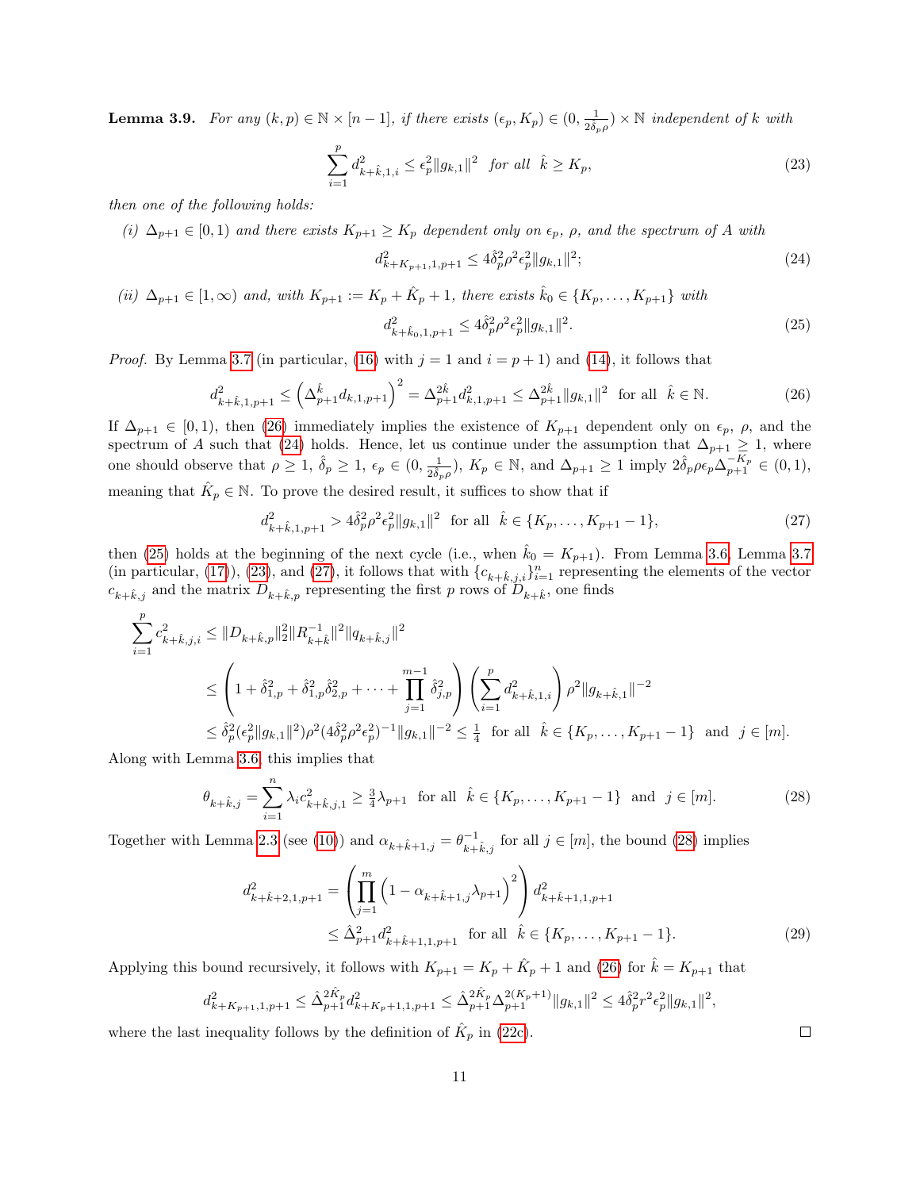**Lemma 3.9.** *For any $(k,p) \in \mathbb{N} \times [n-1]$, if there exists $(\epsilon_p, K_p) \in (0, \frac{1}{2\hat{\delta}_p \rho}) \times \mathbb{N}$ independent of $k$ with*

$$\sum_{i=1}^{p} d_{k+\hat{k},1,i}^2 \leq \epsilon_p^2 \|g_{k,1}\|^2 \quad \text{for all} \quad \hat{k} \geq K_p, \tag{23}$$

*then one of the following holds:*

*(i) $\Delta_{p+1} \in [0,1)$ and there exists $K_{p+1} \geq K_p$ dependent only on $\epsilon_p$, $\rho$, and the spectrum of $A$ with*

$$d_{k+K_{p+1},1,p+1}^2 \leq 4\hat{\delta}_p^2 \rho^2 \epsilon_p^2 \|g_{k,1}\|^2; \tag{24}$$

*(ii) $\Delta_{p+1} \in [1,\infty)$ and, with $K_{p+1} := K_p + \hat{K}_p + 1$, there exists $\hat{k}_0 \in \{K_p, \ldots, K_{p+1}\}$ with*

$$d_{k+\hat{k}_0,1,p+1}^2 \leq 4\hat{\delta}_p^2 \rho^2 \epsilon_p^2 \|g_{k,1}\|^2. \tag{25}$$

*Proof.* By Lemma 3.7 (in particular, (16) with $j=1$ and $i=p+1$) and (14), it follows that

$$d_{k+\hat{k},1,p+1}^2 \leq \left(\Delta_{p+1}^{\hat{k}} d_{k,1,p+1}\right)^2 = \Delta_{p+1}^{2\hat{k}} d_{k,1,p+1}^2 \leq \Delta_{p+1}^{2\hat{k}} \|g_{k,1}\|^2 \quad \text{for all} \quad \hat{k} \in \mathbb{N}. \tag{26}$$

If $\Delta_{p+1} \in [0,1)$, then (26) immediately implies the existence of $K_{p+1}$ dependent only on $\epsilon_p$, $\rho$, and the spectrum of $A$ such that (24) holds. Hence, let us continue under the assumption that $\Delta_{p+1} \geq 1$, where one should observe that $\rho \geq 1$, $\hat{\delta}_p \geq 1$, $\epsilon_p \in (0, \frac{1}{2\hat{\delta}_p\rho})$, $K_p \in \mathbb{N}$, and $\Delta_{p+1} \geq 1$ imply $2\hat{\delta}_p \rho \epsilon_p \Delta_{p+1}^{-K_p} \in (0,1)$, meaning that $\hat{K}_p \in \mathbb{N}$. To prove the desired result, it suffices to show that if

$$d_{k+\hat{k},1,p+1}^2 > 4\hat{\delta}_p^2 \rho^2 \epsilon_p^2 \|g_{k,1}\|^2 \quad \text{for all} \quad \hat{k} \in \{K_p, \ldots, K_{p+1}-1\}, \tag{27}$$

then (25) holds at the beginning of the next cycle (i.e., when $\hat{k}_0 = K_{p+1}$). From Lemma 3.6, Lemma 3.7 (in particular, (17)), (23), and (27), it follows that with $\{c_{k+\hat{k},j,i}\}_{i=1}^n$ representing the elements of the vector $c_{k+\hat{k},j}$ and the matrix $D_{k+\hat{k},p}$ representing the first $p$ rows of $D_{k+\hat{k}}$, one finds

$$\begin{aligned}
\sum_{i=1}^{p} c_{k+\hat{k},j,i}^2 &\leq \|D_{k+\hat{k},p}\|_2^2 \|R_{k+\hat{k}}^{-1}\|^2 \|q_{k+\hat{k},j}\|^2 \\
&\leq \left(1 + \hat{\delta}_{1,p}^2 + \hat{\delta}_{1,p}^2\hat{\delta}_{2,p}^2 + \cdots + \prod_{j=1}^{m-1} \hat{\delta}_{j,p}^2\right)\left(\sum_{i=1}^{p} d_{k+\hat{k},1,i}^2\right) \rho^2 \|g_{k+\hat{k},1}\|^{-2} \\
&\leq \hat{\delta}_p^2(\epsilon_p^2\|g_{k,1}\|^2)\rho^2(4\hat{\delta}_p^2\rho^2\epsilon_p^2)^{-1}\|g_{k,1}\|^{-2} \leq \tfrac{1}{4} \quad \text{for all} \quad \hat{k} \in \{K_p, \ldots, K_{p+1}-1\} \quad \text{and} \quad j \in [m].
\end{aligned}$$

Along with Lemma 3.6, this implies that

$$\theta_{k+\hat{k},j} = \sum_{i=1}^{n} \lambda_i c_{k+\hat{k},j,1}^2 \geq \tfrac{3}{4}\lambda_{p+1} \quad \text{for all} \quad \hat{k} \in \{K_p, \ldots, K_{p+1}-1\} \quad \text{and} \quad j \in [m]. \tag{28}$$

Together with Lemma 2.3 (see (10)) and $\alpha_{k+\hat{k}+1,j} = \theta_{k+\hat{k},j}^{-1}$ for all $j \in [m]$, the bound (28) implies

$$\begin{aligned}
d_{k+\hat{k}+2,1,p+1}^2 &= \left(\prod_{j=1}^{m}\left(1 - \alpha_{k+\hat{k}+1,j}\lambda_{p+1}\right)^2\right) d_{k+\hat{k}+1,1,p+1}^2 \\
&\leq \hat{\Delta}_{p+1}^2 d_{k+\hat{k}+1,1,p+1}^2 \quad \text{for all} \quad \hat{k} \in \{K_p, \ldots, K_{p+1}-1\}.
\end{aligned} \tag{29}$$

Applying this bound recursively, it follows with $K_{p+1} = K_p + \hat{K}_p + 1$ and (26) for $\hat{k} = K_{p+1}$ that

$$d_{k+K_{p+1},1,p+1}^2 \leq \hat{\Delta}_{p+1}^{2\hat{K}_p} d_{k+K_p+1,1,p+1}^2 \leq \hat{\Delta}_{p+1}^{2\hat{K}_p} \Delta_{p+1}^{2(K_p+1)} \|g_{k,1}\|^2 \leq 4\hat{\delta}_p^2 r^2 \epsilon_p^2 \|g_{k,1}\|^2,$$

where the last inequality follows by the definition of $\hat{K}_p$ in (22c). $\square$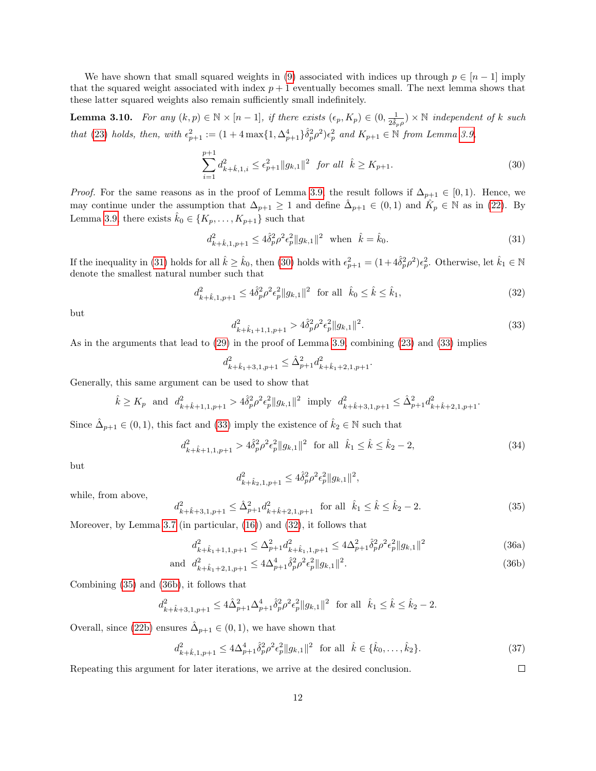We have shown that small squared weights in (9) associated with indices up through $p \in [n-1]$ imply that the squared weight associated with index $p+1$ eventually becomes small. The next lemma shows that these latter squared weights also remain sufficiently small indefinitely.

**Lemma 3.10.** *For any $(k,p) \in \mathbb{N} \times [n-1]$, if there exists $(\epsilon_p, K_p) \in (0, \frac{1}{2\hat{\delta}_p \rho}) \times \mathbb{N}$ independent of $k$ such that (23) holds, then, with $\epsilon_{p+1}^2 := (1 + 4\max\{1, \Delta_{p+1}^4\}\hat{\delta}_p^2 \rho^2)\epsilon_p^2$ and $K_{p+1} \in \mathbb{N}$ from Lemma 3.9,*

$$\sum_{i=1}^{p+1} d_{k+\hat{k},1,i}^2 \leq \epsilon_{p+1}^2 \|g_{k,1}\|^2 \quad \text{for all} \quad \hat{k} \geq K_{p+1}. \tag{30}$$

*Proof.* For the same reasons as in the proof of Lemma 3.9, the result follows if $\Delta_{p+1} \in [0,1)$. Hence, we may continue under the assumption that $\Delta_{p+1} \geq 1$ and define $\hat{\Delta}_{p+1} \in (0,1)$ and $\hat{K}_p \in \mathbb{N}$ as in (22). By Lemma 3.9, there exists $\hat{k}_0 \in \{K_p, \dots, K_{p+1}\}$ such that

$$d_{k+\hat{k},1,p+1}^2 \leq 4\hat{\delta}_p^2 \rho^2 \epsilon_p^2 \|g_{k,1}\|^2 \quad \text{when} \quad \hat{k} = \hat{k}_0. \tag{31}$$

If the inequality in (31) holds for all $\hat{k} \geq \hat{k}_0$, then (30) holds with $\epsilon_{p+1}^2 = (1 + 4\hat{\delta}_p^2 \rho^2)\epsilon_p^2$. Otherwise, let $\hat{k}_1 \in \mathbb{N}$ denote the smallest natural number such that

$$d_{k+\hat{k},1,p+1}^2 \leq 4\hat{\delta}_p^2 \rho^2 \epsilon_p^2 \|g_{k,1}\|^2 \quad \text{for all} \quad \hat{k}_0 \leq \hat{k} \leq \hat{k}_1, \tag{32}$$

but

$$d_{k+\hat{k}_1+1,1,p+1}^2 > 4\hat{\delta}_p^2 \rho^2 \epsilon_p^2 \|g_{k,1}\|^2. \tag{33}$$

As in the arguments that lead to (29) in the proof of Lemma 3.9, combining (23) and (33) implies

$$d_{k+\hat{k}_1+3,1,p+1}^2 \leq \hat{\Delta}_{p+1}^2 d_{k+\hat{k}_1+2,1,p+1}^2.$$

Generally, this same argument can be used to show that

$$\hat{k} \geq K_p \quad \text{and} \quad d_{k+\hat{k}+1,1,p+1}^2 > 4\hat{\delta}_p^2 \rho^2 \epsilon_p^2 \|g_{k,1}\|^2 \quad \text{imply} \quad d_{k+\hat{k}+3,1,p+1}^2 \leq \hat{\Delta}_{p+1}^2 d_{k+\hat{k}+2,1,p+1}^2.$$

Since $\hat{\Delta}_{p+1} \in (0,1)$, this fact and (33) imply the existence of $\hat{k}_2 \in \mathbb{N}$ such that

$$d_{k+\hat{k}+1,1,p+1}^2 > 4\hat{\delta}_p^2 \rho^2 \epsilon_p^2 \|g_{k,1}\|^2 \quad \text{for all} \quad \hat{k}_1 \leq \hat{k} \leq \hat{k}_2 - 2, \tag{34}$$

but

$$d_{k+\hat{k}_2,1,p+1}^2 \leq 4\hat{\delta}_p^2 \rho^2 \epsilon_p^2 \|g_{k,1}\|^2,$$

while, from above,

$$d_{k+\hat{k}+3,1,p+1}^2 \leq \hat{\Delta}_{p+1}^2 d_{k+\hat{k}+2,1,p+1}^2 \quad \text{for all} \quad \hat{k}_1 \leq \hat{k} \leq \hat{k}_2 - 2. \tag{35}$$

Moreover, by Lemma 3.7 (in particular, (16)) and (32), it follows that

$$d_{k+\hat{k}_1+1,1,p+1}^2 \leq \Delta_{p+1}^2 d_{k+\hat{k}_1,1,p+1}^2 \leq 4\Delta_{p+1}^2 \hat{\delta}_p^2 \rho^2 \epsilon_p^2 \|g_{k,1}\|^2 \tag{36a}$$

$$\text{and} \quad d_{k+\hat{k}_1+2,1,p+1}^2 \leq 4\Delta_{p+1}^4 \hat{\delta}_p^2 \rho^2 \epsilon_p^2 \|g_{k,1}\|^2. \tag{36b}$$

Combining (35) and (36b), it follows that

$$d_{k+\hat{k}+3,1,p+1}^2 \leq 4\hat{\Delta}_{p+1}^2 \Delta_{p+1}^4 \hat{\delta}_p^2 \rho^2 \epsilon_p^2 \|g_{k,1}\|^2 \quad \text{for all} \quad \hat{k}_1 \leq \hat{k} \leq \hat{k}_2 - 2.$$

Overall, since (22b) ensures $\hat{\Delta}_{p+1} \in (0,1)$, we have shown that

$$d_{k+\hat{k},1,p+1}^2 \leq 4\Delta_{p+1}^4 \hat{\delta}_p^2 \rho^2 \epsilon_p^2 \|g_{k,1}\|^2 \quad \text{for all} \quad \hat{k} \in \{\hat{k}_0, \dots, \hat{k}_2\}. \tag{37}$$

Repeating this argument for later iterations, we arrive at the desired conclusion. $\square$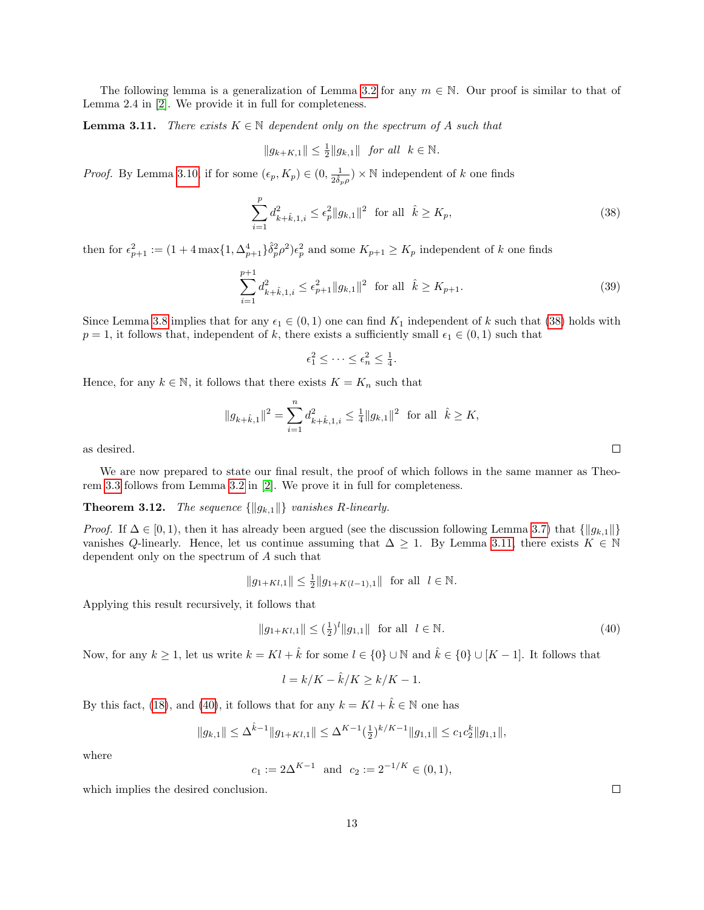The following lemma is a generalization of Lemma 3.2 for any $m \in \mathbb{N}$. Our proof is similar to that of Lemma 2.4 in [2]. We provide it in full for completeness.

**Lemma 3.11.** *There exists $K \in \mathbb{N}$ dependent only on the spectrum of $A$ such that*

$$\|g_{k+K,1}\| \leq \tfrac{1}{2}\|g_{k,1}\| \ \text{ for all } \ k \in \mathbb{N}.$$

*Proof.* By Lemma 3.10, if for some $(\epsilon_p, K_p) \in (0, \frac{1}{2\hat{\delta}_p \rho}) \times \mathbb{N}$ independent of $k$ one finds

$$\sum_{i=1}^{p} d_{k+\hat{k},1,i}^2 \leq \epsilon_p^2 \|g_{k,1}\|^2 \ \text{ for all } \ \hat{k} \geq K_p, \tag{38}$$

then for $\epsilon_{p+1}^2 := (1 + 4\max\{1, \Delta_{p+1}^4\}\hat{\delta}_p^2\rho^2)\epsilon_p^2$ and some $K_{p+1} \geq K_p$ independent of $k$ one finds

$$\sum_{i=1}^{p+1} d_{k+\hat{k},1,i}^2 \leq \epsilon_{p+1}^2 \|g_{k,1}\|^2 \ \text{ for all } \ \hat{k} \geq K_{p+1}. \tag{39}$$

Since Lemma 3.8 implies that for any $\epsilon_1 \in (0,1)$ one can find $K_1$ independent of $k$ such that (38) holds with $p = 1$, it follows that, independent of $k$, there exists a sufficiently small $\epsilon_1 \in (0,1)$ such that

$$\epsilon_1^2 \leq \cdots \leq \epsilon_n^2 \leq \tfrac{1}{4}.$$

Hence, for any $k \in \mathbb{N}$, it follows that there exists $K = K_n$ such that

$$\|g_{k+\hat{k},1}\|^2 = \sum_{i=1}^{n} d_{k+\hat{k},1,i}^2 \leq \tfrac{1}{4}\|g_{k,1}\|^2 \ \text{ for all } \ \hat{k} \geq K,$$

as desired. □

We are now prepared to state our final result, the proof of which follows in the same manner as Theorem 3.3 follows from Lemma 3.2 in [2]. We prove it in full for completeness.

**Theorem 3.12.** *The sequence $\{\|g_{k,1}\|\}$ vanishes R-linearly.*

*Proof.* If $\Delta \in [0,1)$, then it has already been argued (see the discussion following Lemma 3.7) that $\{\|g_{k,1}\|\}$ vanishes $Q$-linearly. Hence, let us continue assuming that $\Delta \geq 1$. By Lemma 3.11, there exists $K \in \mathbb{N}$ dependent only on the spectrum of $A$ such that

$$\|g_{1+Kl,1}\| \leq \tfrac{1}{2}\|g_{1+K(l-1),1}\| \ \text{ for all } \ l \in \mathbb{N}.$$

Applying this result recursively, it follows that

$$\|g_{1+Kl,1}\| \leq (\tfrac{1}{2})^l \|g_{1,1}\| \ \text{ for all } \ l \in \mathbb{N}. \tag{40}$$

Now, for any $k \geq 1$, let us write $k = Kl + \hat{k}$ for some $l \in \{0\} \cup \mathbb{N}$ and $\hat{k} \in \{0\} \cup [K-1]$. It follows that

$$l = k/K - \hat{k}/K \geq k/K - 1.$$

By this fact, (18), and (40), it follows that for any $k = Kl + \hat{k} \in \mathbb{N}$ one has

$$\|g_{k,1}\| \leq \Delta^{\hat{k}-1}\|g_{1+Kl,1}\| \leq \Delta^{K-1}(\tfrac{1}{2})^{k/K-1}\|g_{1,1}\| \leq c_1 c_2^k \|g_{1,1}\|,$$

where

$$c_1 := 2\Delta^{K-1} \ \text{ and } \ c_2 := 2^{-1/K} \in (0,1),$$

which implies the desired conclusion. □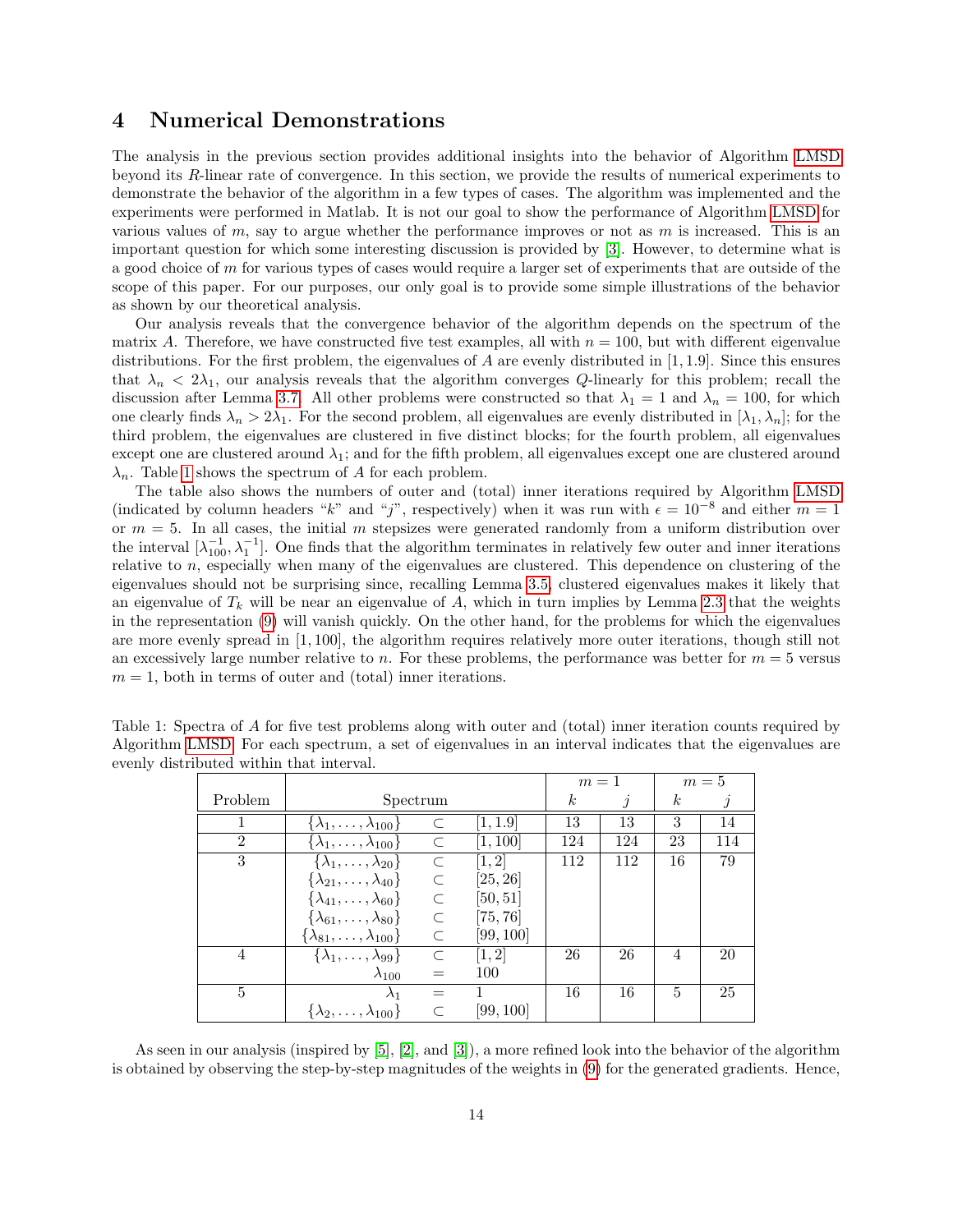# 4 Numerical Demonstrations

The analysis in the previous section provides additional insights into the behavior of Algorithm LMSD beyond its $R$-linear rate of convergence. In this section, we provide the results of numerical experiments to demonstrate the behavior of the algorithm in a few types of cases. The algorithm was implemented and the experiments were performed in Matlab. It is not our goal to show the performance of Algorithm LMSD for various values of $m$, say to argue whether the performance improves or not as $m$ is increased. This is an important question for which some interesting discussion is provided by [3]. However, to determine what is a good choice of $m$ for various types of cases would require a larger set of experiments that are outside of the scope of this paper. For our purposes, our only goal is to provide some simple illustrations of the behavior as shown by our theoretical analysis.

Our analysis reveals that the convergence behavior of the algorithm depends on the spectrum of the matrix $A$. Therefore, we have constructed five test examples, all with $n = 100$, but with different eigenvalue distributions. For the first problem, the eigenvalues of $A$ are evenly distributed in $[1, 1.9]$. Since this ensures that $\lambda_n < 2\lambda_1$, our analysis reveals that the algorithm converges $Q$-linearly for this problem; recall the discussion after Lemma 3.7. All other problems were constructed so that $\lambda_1 = 1$ and $\lambda_n = 100$, for which one clearly finds $\lambda_n > 2\lambda_1$. For the second problem, all eigenvalues are evenly distributed in $[\lambda_1, \lambda_n]$; for the third problem, the eigenvalues are clustered in five distinct blocks; for the fourth problem, all eigenvalues except one are clustered around $\lambda_1$; and for the fifth problem, all eigenvalues except one are clustered around $\lambda_n$. Table 1 shows the spectrum of $A$ for each problem.

The table also shows the numbers of outer and (total) inner iterations required by Algorithm LMSD (indicated by column headers "$k$" and "$j$", respectively) when it was run with $\epsilon = 10^{-8}$ and either $m = 1$ or $m = 5$. In all cases, the initial $m$ stepsizes were generated randomly from a uniform distribution over the interval $[\lambda_{100}^{-1}, \lambda_1^{-1}]$. One finds that the algorithm terminates in relatively few outer and inner iterations relative to $n$, especially when many of the eigenvalues are clustered. This dependence on clustering of the eigenvalues should not be surprising since, recalling Lemma 3.5, clustered eigenvalues makes it likely that an eigenvalue of $T_k$ will be near an eigenvalue of $A$, which in turn implies by Lemma 2.3 that the weights in the representation (9) will vanish quickly. On the other hand, for the problems for which the eigenvalues are more evenly spread in $[1, 100]$, the algorithm requires relatively more outer iterations, though still not an excessively large number relative to $n$. For these problems, the performance was better for $m = 5$ versus $m = 1$, both in terms of outer and (total) inner iterations.

Table 1: Spectra of $A$ for five test problems along with outer and (total) inner iteration counts required by Algorithm LMSD. For each spectrum, a set of eigenvalues in an interval indicates that the eigenvalues are evenly distributed within that interval.

| Problem | Spectrum | | | $m=1$ | | $m=5$ | |
|---|---|---|---|---|---|---|---|
| | | | | $k$ | $j$ | $k$ | $j$ |
| 1 | $\{\lambda_1,\dots,\lambda_{100}\}$ | $\subset$ | $[1, 1.9]$ | 13 | 13 | 3 | 14 |
| 2 | $\{\lambda_1,\dots,\lambda_{100}\}$ | $\subset$ | $[1, 100]$ | 124 | 124 | 23 | 114 |
| 3 | $\{\lambda_1,\dots,\lambda_{20}\}$ | $\subset$ | $[1, 2]$ | 112 | 112 | 16 | 79 |
| | $\{\lambda_{21},\dots,\lambda_{40}\}$ | $\subset$ | $[25, 26]$ | | | | |
| | $\{\lambda_{41},\dots,\lambda_{60}\}$ | $\subset$ | $[50, 51]$ | | | | |
| | $\{\lambda_{61},\dots,\lambda_{80}\}$ | $\subset$ | $[75, 76]$ | | | | |
| | $\{\lambda_{81},\dots,\lambda_{100}\}$ | $\subset$ | $[99, 100]$ | | | | |
| 4 | $\{\lambda_1,\dots,\lambda_{99}\}$ | $\subset$ | $[1, 2]$ | 26 | 26 | 4 | 20 |
| | $\lambda_{100}$ | $=$ | 100 | | | | |
| 5 | $\lambda_1$ | $=$ | 1 | 16 | 16 | 5 | 25 |
| | $\{\lambda_2,\dots,\lambda_{100}\}$ | $\subset$ | $[99, 100]$ | | | | |

As seen in our analysis (inspired by [5], [2], and [3]), a more refined look into the behavior of the algorithm is obtained by observing the step-by-step magnitudes of the weights in (9) for the generated gradients. Hence,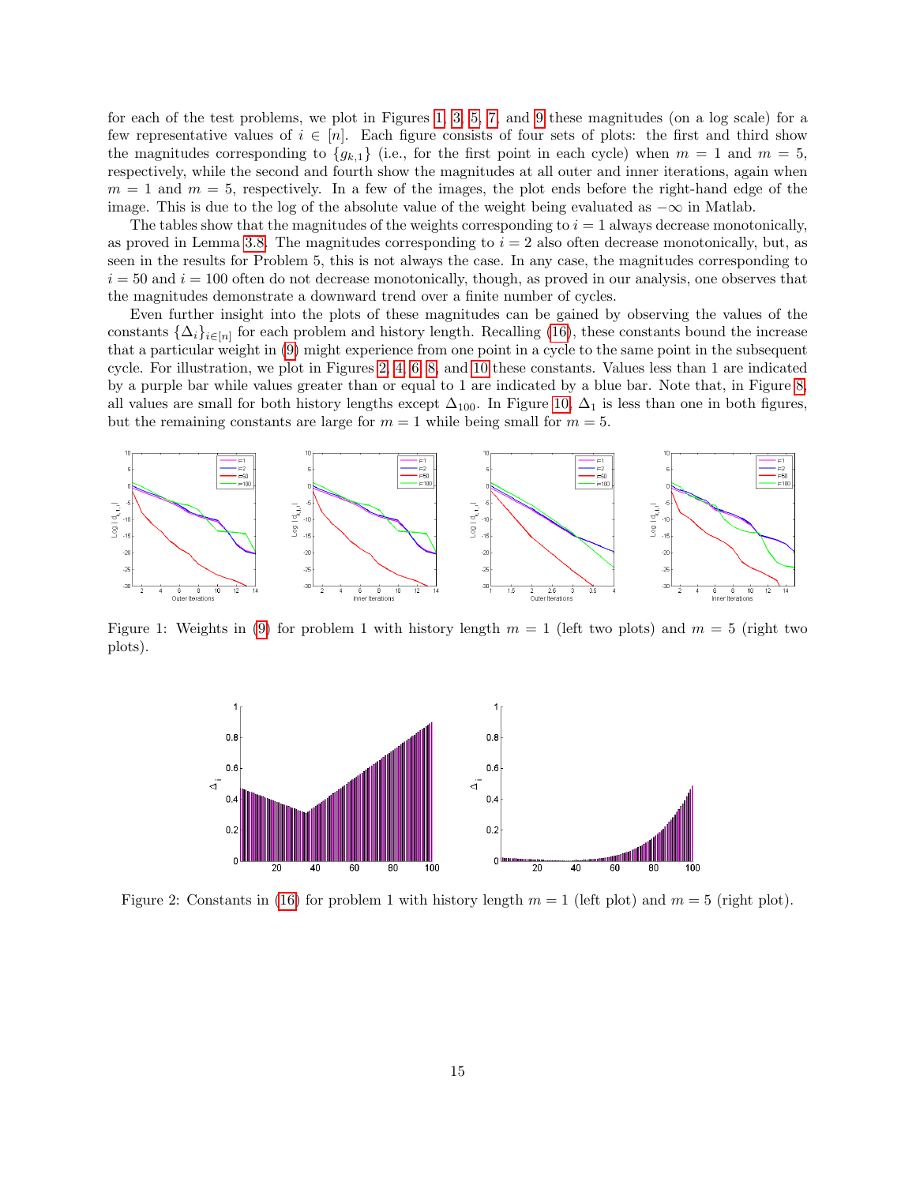for each of the test problems, we plot in Figures 1, 3, 5, 7, and 9 these magnitudes (on a log scale) for a few representative values of $i \in [n]$. Each figure consists of four sets of plots: the first and third show the magnitudes corresponding to $\{g_{k,1}\}$ (i.e., for the first point in each cycle) when $m = 1$ and $m = 5$, respectively, while the second and fourth show the magnitudes at all outer and inner iterations, again when $m = 1$ and $m = 5$, respectively. In a few of the images, the plot ends before the right-hand edge of the image. This is due to the log of the absolute value of the weight being evaluated as $-\infty$ in Matlab.

The tables show that the magnitudes of the weights corresponding to $i = 1$ always decrease monotonically, as proved in Lemma 3.8. The magnitudes corresponding to $i = 2$ also often decrease monotonically, but, as seen in the results for Problem 5, this is not always the case. In any case, the magnitudes corresponding to $i = 50$ and $i = 100$ often do not decrease monotonically, though, as proved in our analysis, one observes that the magnitudes demonstrate a downward trend over a finite number of cycles.

Even further insight into the plots of these magnitudes can be gained by observing the values of the constants $\{\Delta_i\}_{i\in[n]}$ for each problem and history length. Recalling (16), these constants bound the increase that a particular weight in (9) might experience from one point in a cycle to the same point in the subsequent cycle. For illustration, we plot in Figures 2, 4, 6, 8, and 10 these constants. Values less than 1 are indicated by a purple bar while values greater than or equal to 1 are indicated by a blue bar. Note that, in Figure 8, all values are small for both history lengths except $\Delta_{100}$. In Figure 10, $\Delta_1$ is less than one in both figures, but the remaining constants are large for $m = 1$ while being small for $m = 5$.

Figure 1: Weights in (9) for problem 1 with history length $m = 1$ (left two plots) and $m = 5$ (right two plots).

Figure 2: Constants in (16) for problem 1 with history length $m = 1$ (left plot) and $m = 5$ (right plot).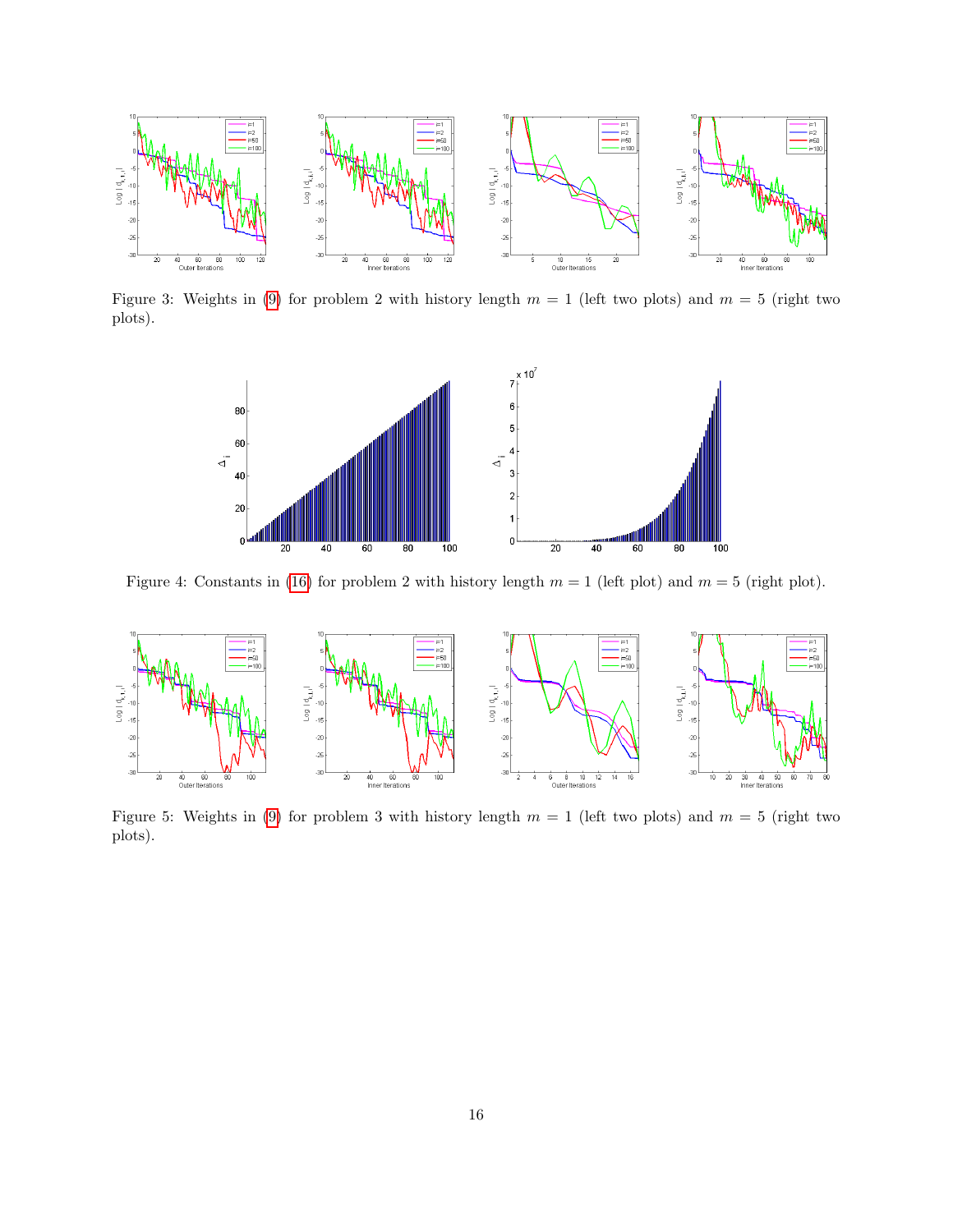Figure 3: Weights in (9) for problem 2 with history length $m = 1$ (left two plots) and $m = 5$ (right two plots).

Figure 4: Constants in (16) for problem 2 with history length $m = 1$ (left plot) and $m = 5$ (right plot).

Figure 5: Weights in (9) for problem 3 with history length $m = 1$ (left two plots) and $m = 5$ (right two plots).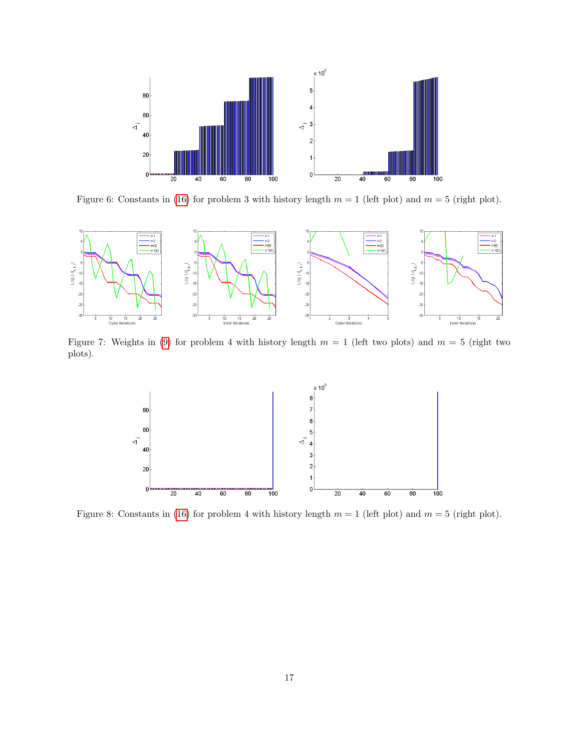Figure 6: Constants in (16) for problem 3 with history length $m = 1$ (left plot) and $m = 5$ (right plot).

Figure 7: Weights in (9) for problem 4 with history length $m = 1$ (left two plots) and $m = 5$ (right two plots).

Figure 8: Constants in (16) for problem 4 with history length $m = 1$ (left plot) and $m = 5$ (right plot).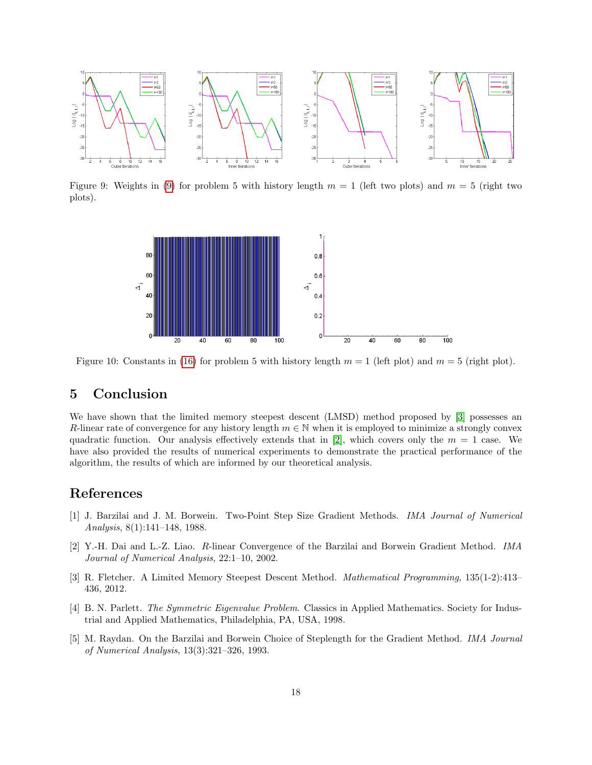Figure 9: Weights in (9) for problem 5 with history length $m = 1$ (left two plots) and $m = 5$ (right two plots).

Figure 10: Constants in (16) for problem 5 with history length $m = 1$ (left plot) and $m = 5$ (right plot).

## 5 Conclusion

We have shown that the limited memory steepest descent (LMSD) method proposed by [3] possesses an $R$-linear rate of convergence for any history length $m \in \mathbb{N}$ when it is employed to minimize a strongly convex quadratic function. Our analysis effectively extends that in [2], which covers only the $m = 1$ case. We have also provided the results of numerical experiments to demonstrate the practical performance of the algorithm, the results of which are informed by our theoretical analysis.

## References

[1] J. Barzilai and J. M. Borwein. Two-Point Step Size Gradient Methods. *IMA Journal of Numerical Analysis*, 8(1):141–148, 1988.

[2] Y.-H. Dai and L.-Z. Liao. $R$-linear Convergence of the Barzilai and Borwein Gradient Method. *IMA Journal of Numerical Analysis*, 22:1–10, 2002.

[3] R. Fletcher. A Limited Memory Steepest Descent Method. *Mathematical Programming*, 135(1-2):413–436, 2012.

[4] B. N. Parlett. *The Symmetric Eigenvalue Problem*. Classics in Applied Mathematics. Society for Industrial and Applied Mathematics, Philadelphia, PA, USA, 1998.

[5] M. Raydan. On the Barzilai and Borwein Choice of Steplength for the Gradient Method. *IMA Journal of Numerical Analysis*, 13(3):321–326, 1993.